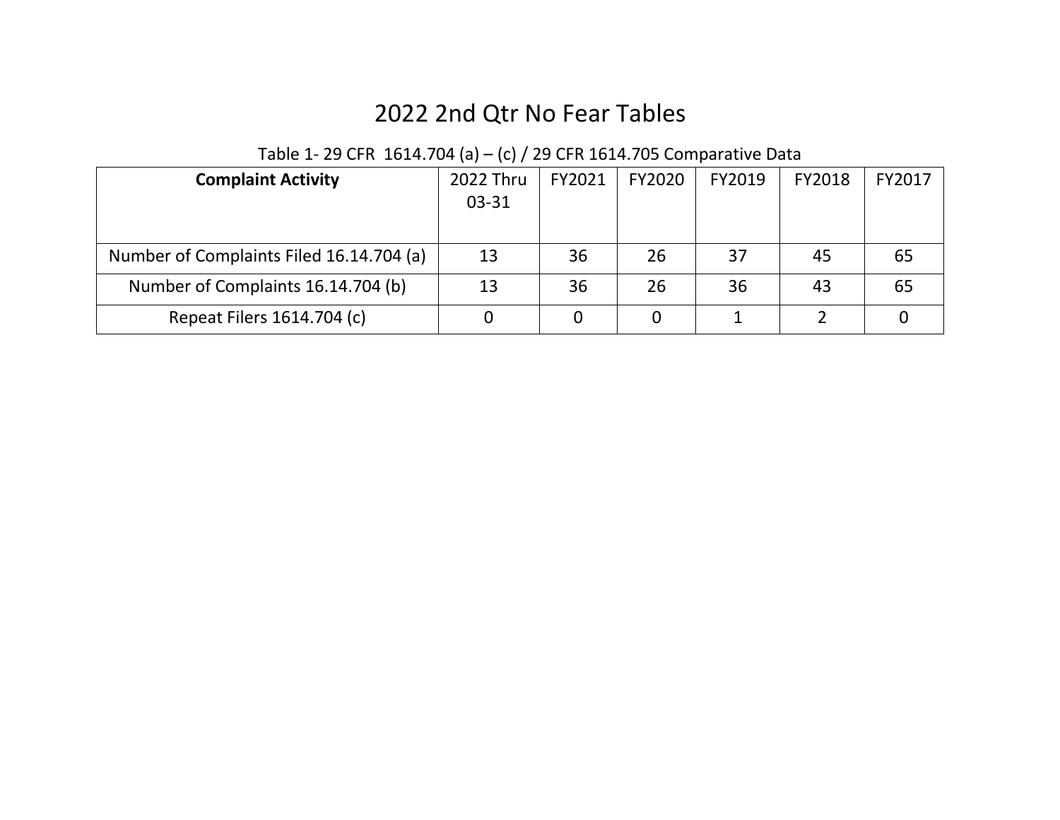# 2022 2nd Qtr No Fear Tables

Table 1- 29 CFR 1614.704 (a) – (c) / 29 CFR 1614.705 Comparative Data

| **Complaint Activity** | 2022 Thru 03-31 | FY2021 | FY2020 | FY2019 | FY2018 | FY2017 |
|---|---|---|---|---|---|---|
| Number of Complaints Filed 16.14.704 (a) | 13 | 36 | 26 | 37 | 45 | 65 |
| Number of Complaints 16.14.704 (b) | 13 | 36 | 26 | 36 | 43 | 65 |
| Repeat Filers 1614.704 (c) | 0 | 0 | 0 | 1 | 2 | 0 |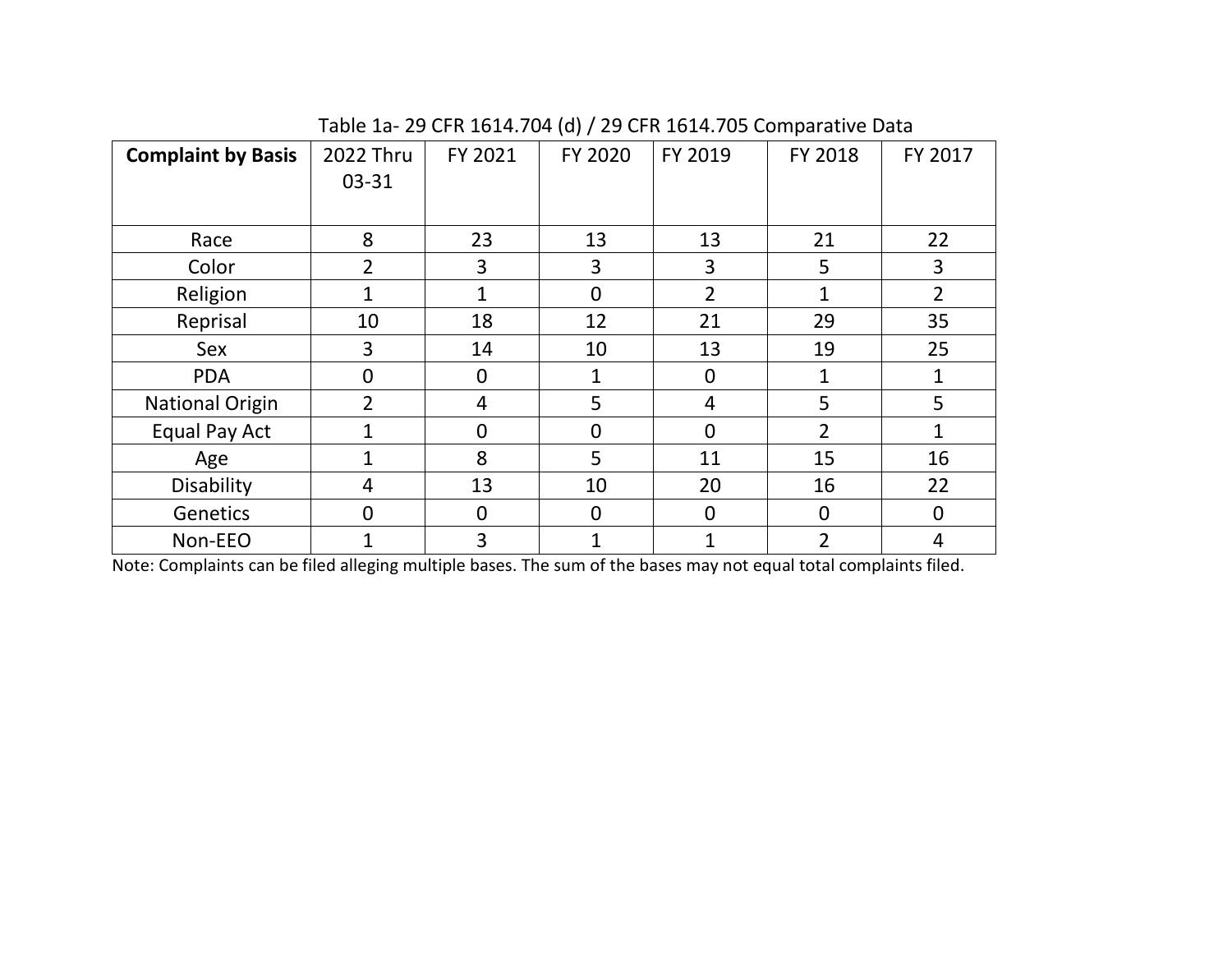Table 1a- 29 CFR 1614.704 (d) / 29 CFR 1614.705 Comparative Data

| **Complaint by Basis** | 2022 Thru 03-31 | FY 2021 | FY 2020 | FY 2019 | FY 2018 | FY 2017 |
|---|---|---|---|---|---|---|
| Race | 8 | 23 | 13 | 13 | 21 | 22 |
| Color | 2 | 3 | 3 | 3 | 5 | 3 |
| Religion | 1 | 1 | 0 | 2 | 1 | 2 |
| Reprisal | 10 | 18 | 12 | 21 | 29 | 35 |
| Sex | 3 | 14 | 10 | 13 | 19 | 25 |
| PDA | 0 | 0 | 1 | 0 | 1 | 1 |
| National Origin | 2 | 4 | 5 | 4 | 5 | 5 |
| Equal Pay Act | 1 | 0 | 0 | 0 | 2 | 1 |
| Age | 1 | 8 | 5 | 11 | 15 | 16 |
| Disability | 4 | 13 | 10 | 20 | 16 | 22 |
| Genetics | 0 | 0 | 0 | 0 | 0 | 0 |
| Non-EEO | 1 | 3 | 1 | 1 | 2 | 4 |

Note: Complaints can be filed alleging multiple bases. The sum of the bases may not equal total complaints filed.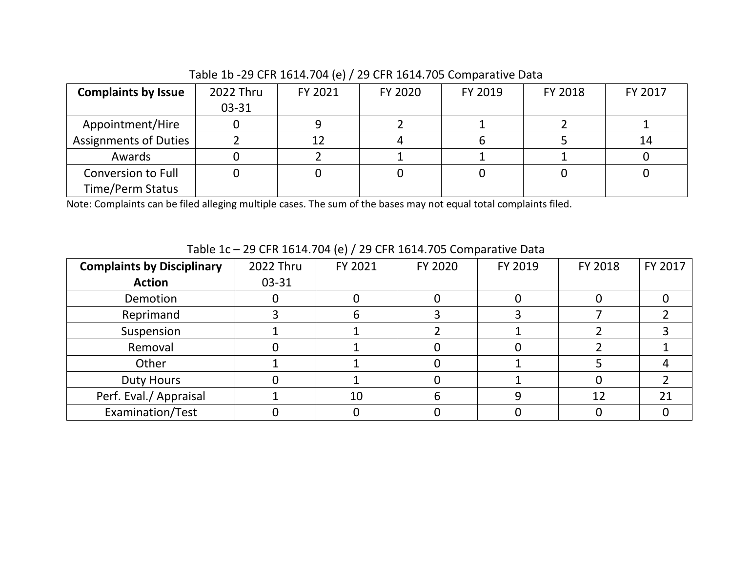Table 1b -29 CFR 1614.704 (e) / 29 CFR 1614.705 Comparative Data

| **Complaints by Issue** | 2022 Thru 03-31 | FY 2021 | FY 2020 | FY 2019 | FY 2018 | FY 2017 |
|---|---|---|---|---|---|---|
| Appointment/Hire | 0 | 9 | 2 | 1 | 2 | 1 |
| Assignments of Duties | 2 | 12 | 4 | 6 | 5 | 14 |
| Awards | 0 | 2 | 1 | 1 | 1 | 0 |
| Conversion to Full Time/Perm Status | 0 | 0 | 0 | 0 | 0 | 0 |

Note: Complaints can be filed alleging multiple cases. The sum of the bases may not equal total complaints filed.

Table 1c – 29 CFR 1614.704 (e) / 29 CFR 1614.705 Comparative Data

| **Complaints by Disciplinary Action** | 2022 Thru 03-31 | FY 2021 | FY 2020 | FY 2019 | FY 2018 | FY 2017 |
|---|---|---|---|---|---|---|
| Demotion | 0 | 0 | 0 | 0 | 0 | 0 |
| Reprimand | 3 | 6 | 3 | 3 | 7 | 2 |
| Suspension | 1 | 1 | 2 | 1 | 2 | 3 |
| Removal | 0 | 1 | 0 | 0 | 2 | 1 |
| Other | 1 | 1 | 0 | 1 | 5 | 4 |
| Duty Hours | 0 | 1 | 0 | 1 | 0 | 2 |
| Perf. Eval./ Appraisal | 1 | 10 | 6 | 9 | 12 | 21 |
| Examination/Test | 0 | 0 | 0 | 0 | 0 | 0 |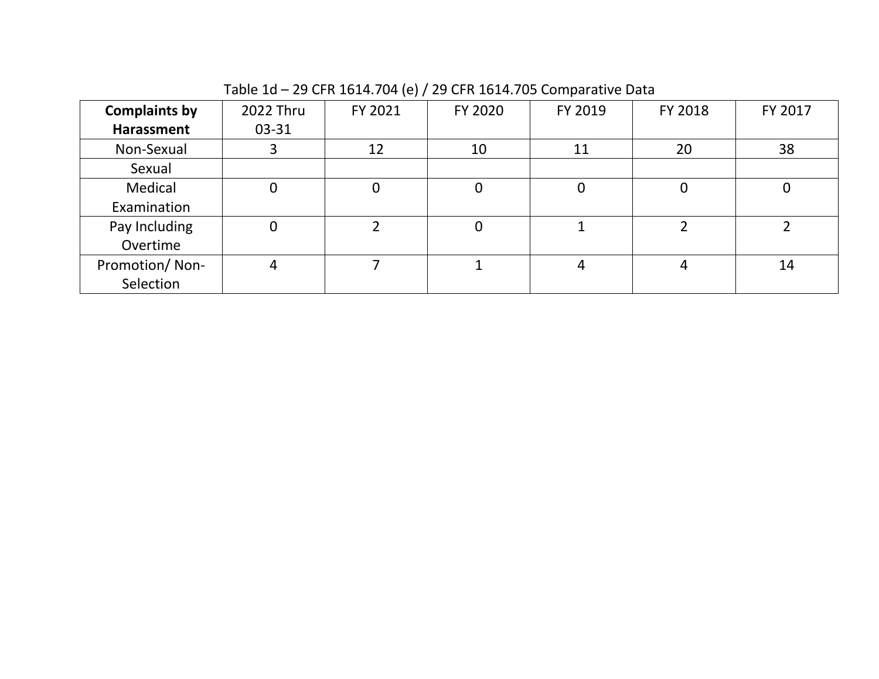Table 1d – 29 CFR 1614.704 (e) / 29 CFR 1614.705 Comparative Data

| **Complaints by Harassment** | 2022 Thru 03-31 | FY 2021 | FY 2020 | FY 2019 | FY 2018 | FY 2017 |
|---|---|---|---|---|---|---|
| Non-Sexual | 3 | 12 | 10 | 11 | 20 | 38 |
| Sexual | | | | | | |
| Medical Examination | 0 | 0 | 0 | 0 | 0 | 0 |
| Pay Including Overtime | 0 | 2 | 0 | 1 | 2 | 2 |
| Promotion/ Non-Selection | 4 | 7 | 1 | 4 | 4 | 14 |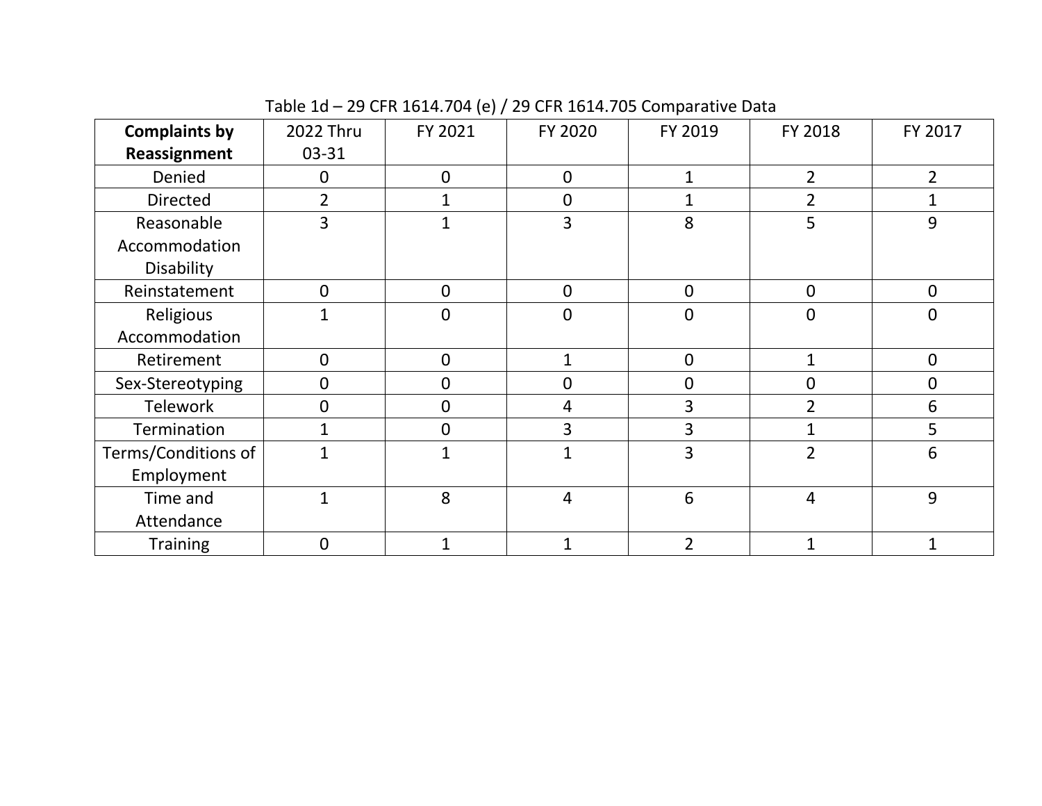Table 1d – 29 CFR 1614.704 (e) / 29 CFR 1614.705 Comparative Data

| **Complaints by Reassignment** | 2022 Thru 03-31 | FY 2021 | FY 2020 | FY 2019 | FY 2018 | FY 2017 |
|---|---|---|---|---|---|---|
| Denied | 0 | 0 | 0 | 1 | 2 | 2 |
| Directed | 2 | 1 | 0 | 1 | 2 | 1 |
| Reasonable Accommodation Disability | 3 | 1 | 3 | 8 | 5 | 9 |
| Reinstatement | 0 | 0 | 0 | 0 | 0 | 0 |
| Religious Accommodation | 1 | 0 | 0 | 0 | 0 | 0 |
| Retirement | 0 | 0 | 1 | 0 | 1 | 0 |
| Sex-Stereotyping | 0 | 0 | 0 | 0 | 0 | 0 |
| Telework | 0 | 0 | 4 | 3 | 2 | 6 |
| Termination | 1 | 0 | 3 | 3 | 1 | 5 |
| Terms/Conditions of Employment | 1 | 1 | 1 | 3 | 2 | 6 |
| Time and Attendance | 1 | 8 | 4 | 6 | 4 | 9 |
| Training | 0 | 1 | 1 | 2 | 1 | 1 |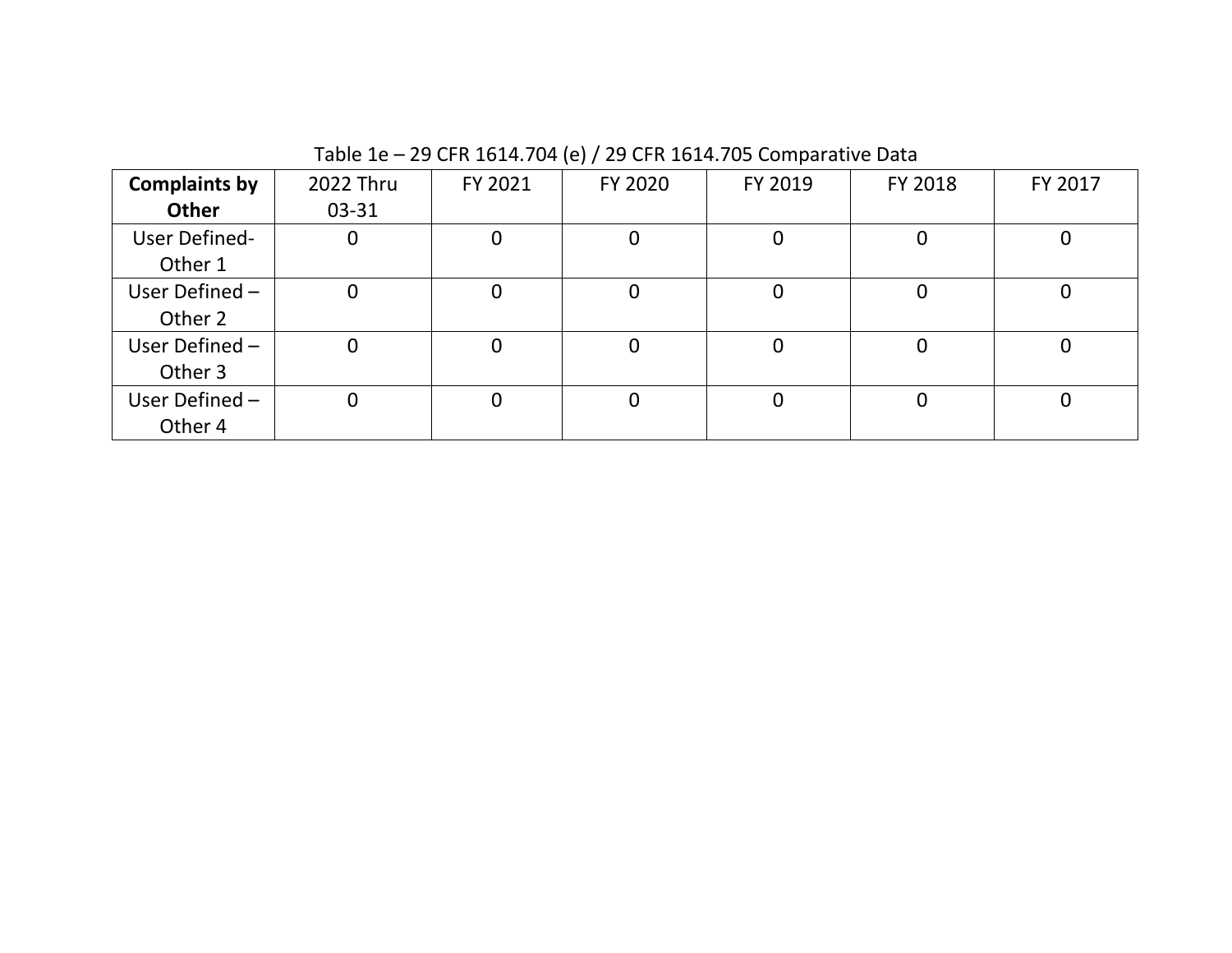Table 1e – 29 CFR 1614.704 (e) / 29 CFR 1614.705 Comparative Data

| **Complaints by Other** | 2022 Thru 03-31 | FY 2021 | FY 2020 | FY 2019 | FY 2018 | FY 2017 |
|---|---|---|---|---|---|---|
| User Defined-Other 1 | 0 | 0 | 0 | 0 | 0 | 0 |
| User Defined – Other 2 | 0 | 0 | 0 | 0 | 0 | 0 |
| User Defined – Other 3 | 0 | 0 | 0 | 0 | 0 | 0 |
| User Defined – Other 4 | 0 | 0 | 0 | 0 | 0 | 0 |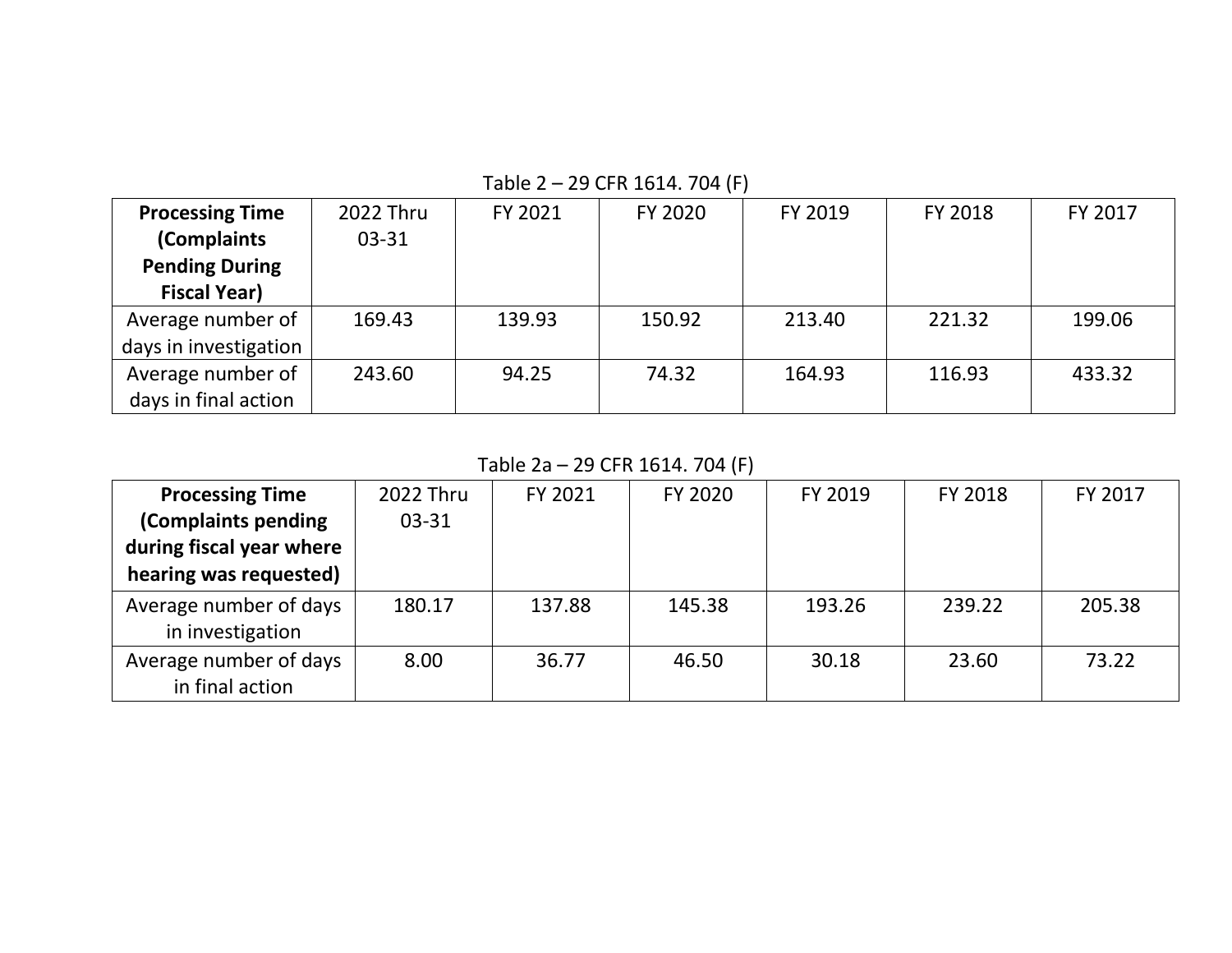Table 2 – 29 CFR 1614. 704 (F)

| **Processing Time (Complaints Pending During Fiscal Year)** | 2022 Thru 03-31 | FY 2021 | FY 2020 | FY 2019 | FY 2018 | FY 2017 |
|---|---|---|---|---|---|---|
| Average number of days in investigation | 169.43 | 139.93 | 150.92 | 213.40 | 221.32 | 199.06 |
| Average number of days in final action | 243.60 | 94.25 | 74.32 | 164.93 | 116.93 | 433.32 |

Table 2a – 29 CFR 1614. 704 (F)

| **Processing Time (Complaints pending during fiscal year where hearing was requested)** | 2022 Thru 03-31 | FY 2021 | FY 2020 | FY 2019 | FY 2018 | FY 2017 |
|---|---|---|---|---|---|---|
| Average number of days in investigation | 180.17 | 137.88 | 145.38 | 193.26 | 239.22 | 205.38 |
| Average number of days in final action | 8.00 | 36.77 | 46.50 | 30.18 | 23.60 | 73.22 |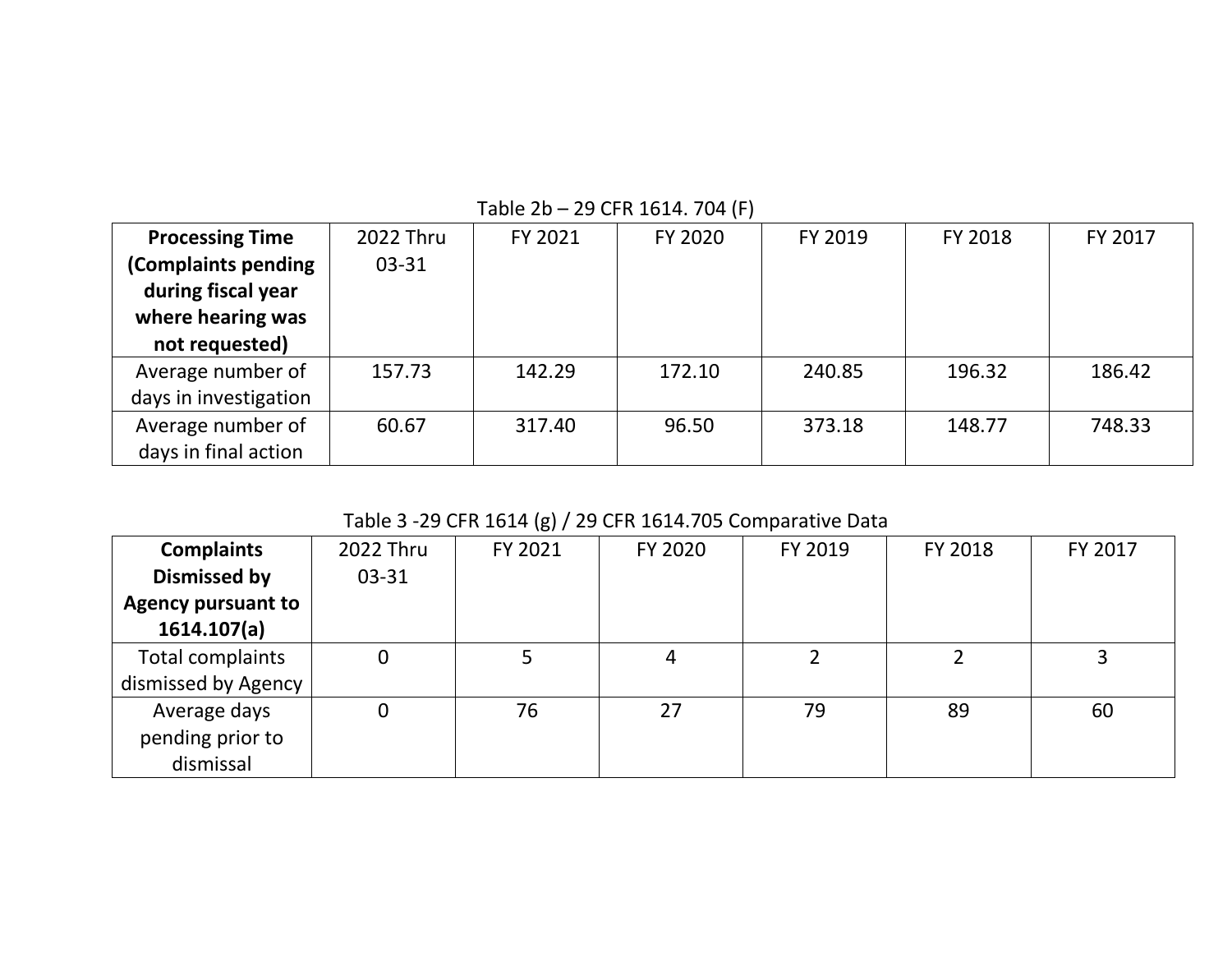Table 2b – 29 CFR 1614. 704 (F)

| **Processing Time (Complaints pending during fiscal year where hearing was not requested)** | 2022 Thru 03-31 | FY 2021 | FY 2020 | FY 2019 | FY 2018 | FY 2017 |
|---|---|---|---|---|---|---|
| Average number of days in investigation | 157.73 | 142.29 | 172.10 | 240.85 | 196.32 | 186.42 |
| Average number of days in final action | 60.67 | 317.40 | 96.50 | 373.18 | 148.77 | 748.33 |

Table 3 -29 CFR 1614 (g) / 29 CFR 1614.705 Comparative Data

| **Complaints Dismissed by Agency pursuant to 1614.107(a)** | 2022 Thru 03-31 | FY 2021 | FY 2020 | FY 2019 | FY 2018 | FY 2017 |
|---|---|---|---|---|---|---|
| Total complaints dismissed by Agency | 0 | 5 | 4 | 2 | 2 | 3 |
| Average days pending prior to dismissal | 0 | 76 | 27 | 79 | 89 | 60 |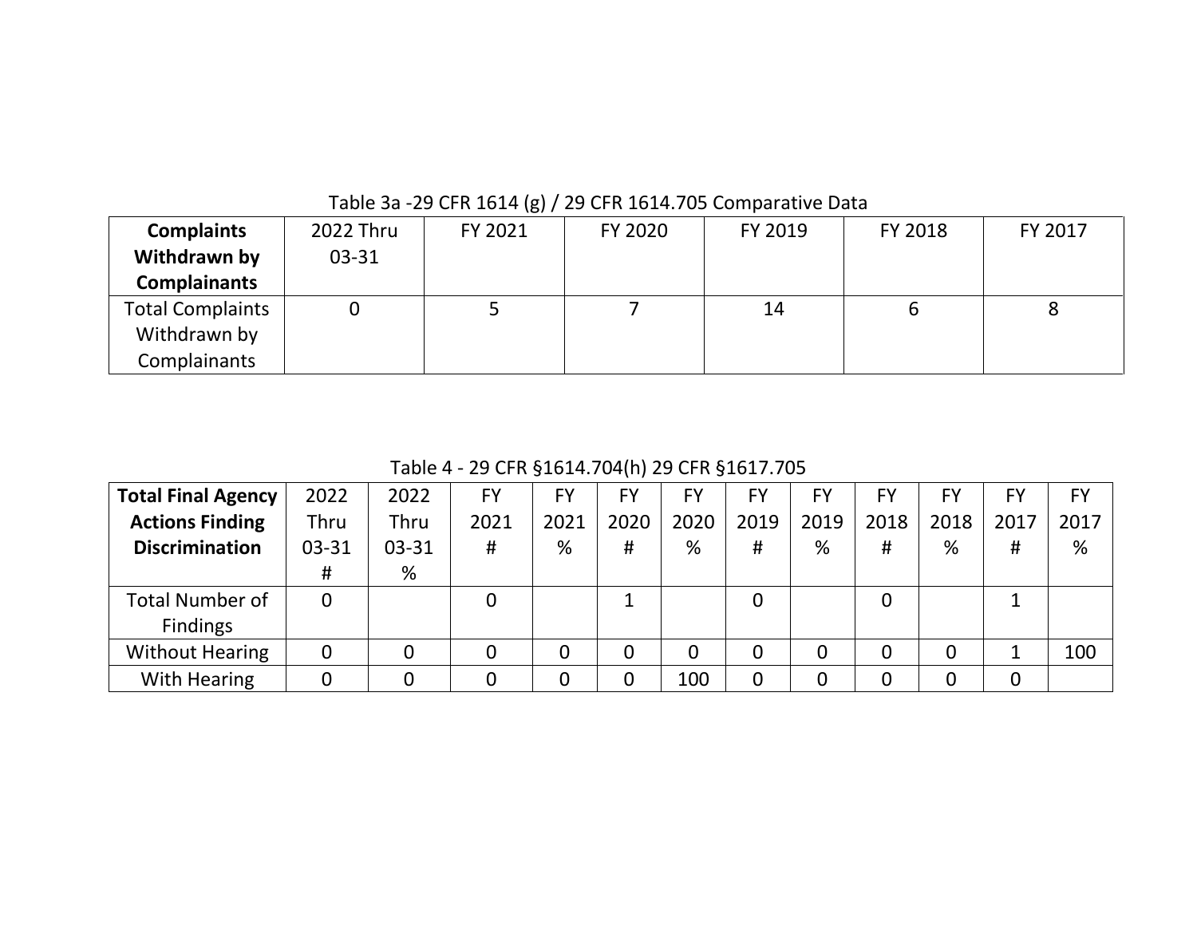Table 3a -29 CFR 1614 (g) / 29 CFR 1614.705 Comparative Data

| **Complaints Withdrawn by Complainants** | 2022 Thru 03-31 | FY 2021 | FY 2020 | FY 2019 | FY 2018 | FY 2017 |
|---|---|---|---|---|---|---|
| Total Complaints Withdrawn by Complainants | 0 | 5 | 7 | 14 | 6 | 8 |

Table 4 - 29 CFR §1614.704(h) 29 CFR §1617.705

| **Total Final Agency Actions Finding Discrimination** | 2022 Thru 03-31 # | 2022 Thru 03-31 % | FY 2021 # | FY 2021 % | FY 2020 # | FY 2020 % | FY 2019 # | FY 2019 % | FY 2018 # | FY 2018 % | FY 2017 # | FY 2017 % |
|---|---|---|---|---|---|---|---|---|---|---|---|---|
| Total Number of Findings | 0 | | 0 | | 1 | | 0 | | 0 | | 1 | |
| Without Hearing | 0 | 0 | 0 | 0 | 0 | 0 | 0 | 0 | 0 | 0 | 1 | 100 |
| With Hearing | 0 | 0 | 0 | 0 | 0 | 100 | 0 | 0 | 0 | 0 | 0 | |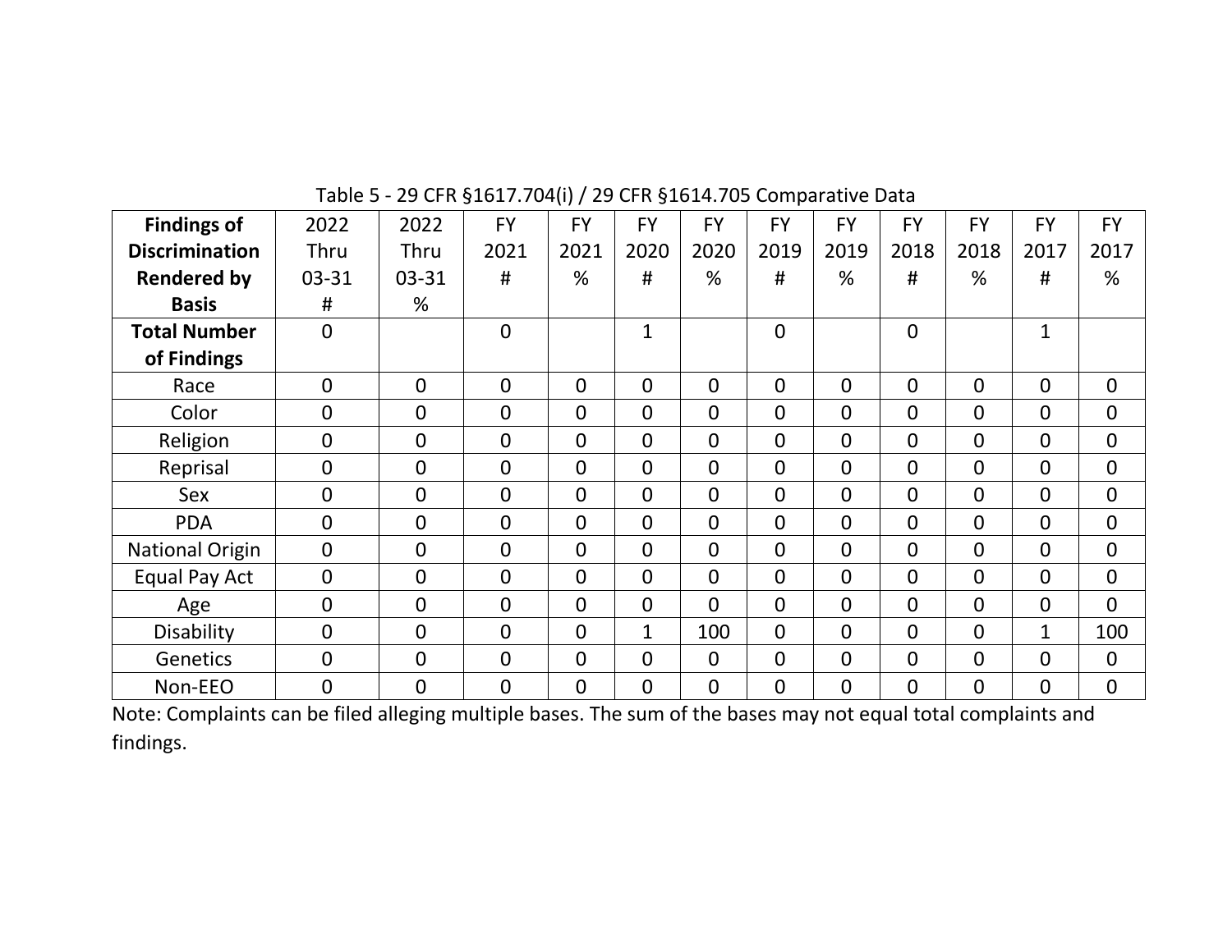Table 5 - 29 CFR §1617.704(i) / 29 CFR §1614.705 Comparative Data

| Findings of Discrimination Rendered by Basis | 2022 Thru 03-31 # | 2022 Thru 03-31 % | FY 2021 # | FY 2021 % | FY 2020 # | FY 2020 % | FY 2019 # | FY 2019 % | FY 2018 # | FY 2018 % | FY 2017 # | FY 2017 % |
|---|---|---|---|---|---|---|---|---|---|---|---|---|
| **Total Number of Findings** | 0 | | 0 | | 1 | | 0 | | 0 | | 1 | |
| Race | 0 | 0 | 0 | 0 | 0 | 0 | 0 | 0 | 0 | 0 | 0 | 0 |
| Color | 0 | 0 | 0 | 0 | 0 | 0 | 0 | 0 | 0 | 0 | 0 | 0 |
| Religion | 0 | 0 | 0 | 0 | 0 | 0 | 0 | 0 | 0 | 0 | 0 | 0 |
| Reprisal | 0 | 0 | 0 | 0 | 0 | 0 | 0 | 0 | 0 | 0 | 0 | 0 |
| Sex | 0 | 0 | 0 | 0 | 0 | 0 | 0 | 0 | 0 | 0 | 0 | 0 |
| PDA | 0 | 0 | 0 | 0 | 0 | 0 | 0 | 0 | 0 | 0 | 0 | 0 |
| National Origin | 0 | 0 | 0 | 0 | 0 | 0 | 0 | 0 | 0 | 0 | 0 | 0 |
| Equal Pay Act | 0 | 0 | 0 | 0 | 0 | 0 | 0 | 0 | 0 | 0 | 0 | 0 |
| Age | 0 | 0 | 0 | 0 | 0 | 0 | 0 | 0 | 0 | 0 | 0 | 0 |
| Disability | 0 | 0 | 0 | 0 | 1 | 100 | 0 | 0 | 0 | 0 | 1 | 100 |
| Genetics | 0 | 0 | 0 | 0 | 0 | 0 | 0 | 0 | 0 | 0 | 0 | 0 |
| Non-EEO | 0 | 0 | 0 | 0 | 0 | 0 | 0 | 0 | 0 | 0 | 0 | 0 |

Note: Complaints can be filed alleging multiple bases. The sum of the bases may not equal total complaints and findings.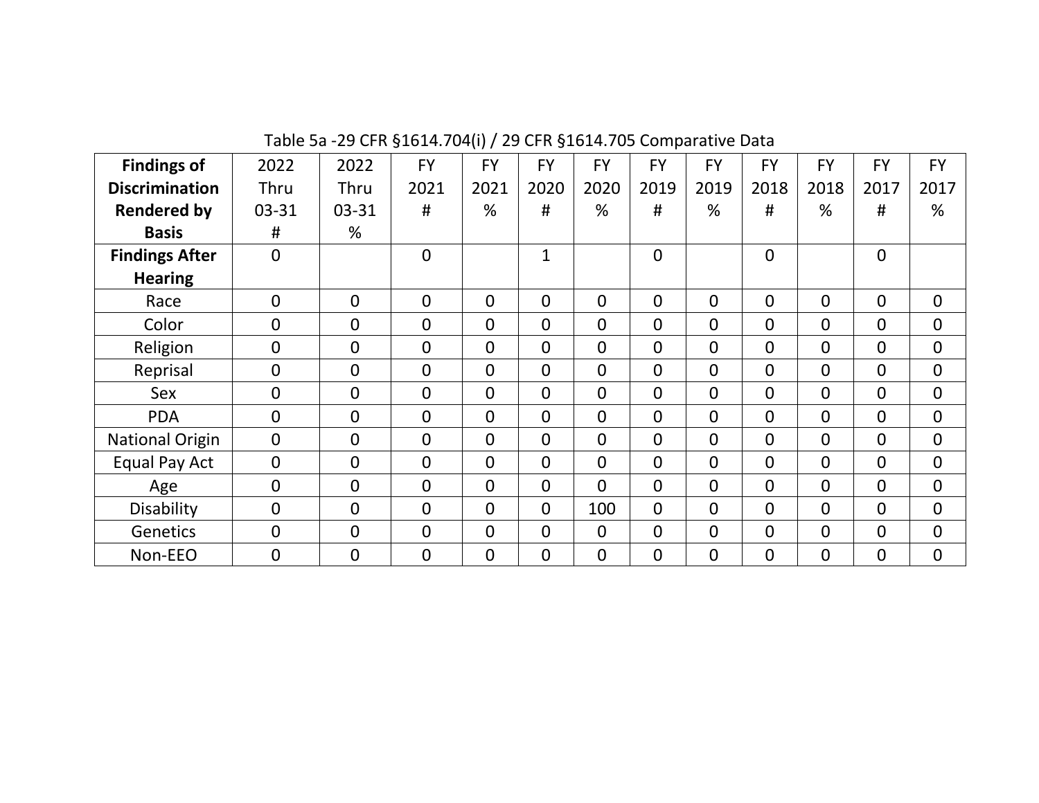Table 5a -29 CFR §1614.704(i) / 29 CFR §1614.705 Comparative Data

| Findings of Discrimination Rendered by Basis | 2022 Thru 03-31 # | 2022 Thru 03-31 % | FY 2021 # | FY 2021 % | FY 2020 # | FY 2020 % | FY 2019 # | FY 2019 % | FY 2018 # | FY 2018 % | FY 2017 # | FY 2017 % |
|---|---|---|---|---|---|---|---|---|---|---|---|---|
| **Findings After Hearing** | 0 | | 0 | | 1 | | 0 | | 0 | | 0 | |
| Race | 0 | 0 | 0 | 0 | 0 | 0 | 0 | 0 | 0 | 0 | 0 | 0 |
| Color | 0 | 0 | 0 | 0 | 0 | 0 | 0 | 0 | 0 | 0 | 0 | 0 |
| Religion | 0 | 0 | 0 | 0 | 0 | 0 | 0 | 0 | 0 | 0 | 0 | 0 |
| Reprisal | 0 | 0 | 0 | 0 | 0 | 0 | 0 | 0 | 0 | 0 | 0 | 0 |
| Sex | 0 | 0 | 0 | 0 | 0 | 0 | 0 | 0 | 0 | 0 | 0 | 0 |
| PDA | 0 | 0 | 0 | 0 | 0 | 0 | 0 | 0 | 0 | 0 | 0 | 0 |
| National Origin | 0 | 0 | 0 | 0 | 0 | 0 | 0 | 0 | 0 | 0 | 0 | 0 |
| Equal Pay Act | 0 | 0 | 0 | 0 | 0 | 0 | 0 | 0 | 0 | 0 | 0 | 0 |
| Age | 0 | 0 | 0 | 0 | 0 | 0 | 0 | 0 | 0 | 0 | 0 | 0 |
| Disability | 0 | 0 | 0 | 0 | 0 | 100 | 0 | 0 | 0 | 0 | 0 | 0 |
| Genetics | 0 | 0 | 0 | 0 | 0 | 0 | 0 | 0 | 0 | 0 | 0 | 0 |
| Non-EEO | 0 | 0 | 0 | 0 | 0 | 0 | 0 | 0 | 0 | 0 | 0 | 0 |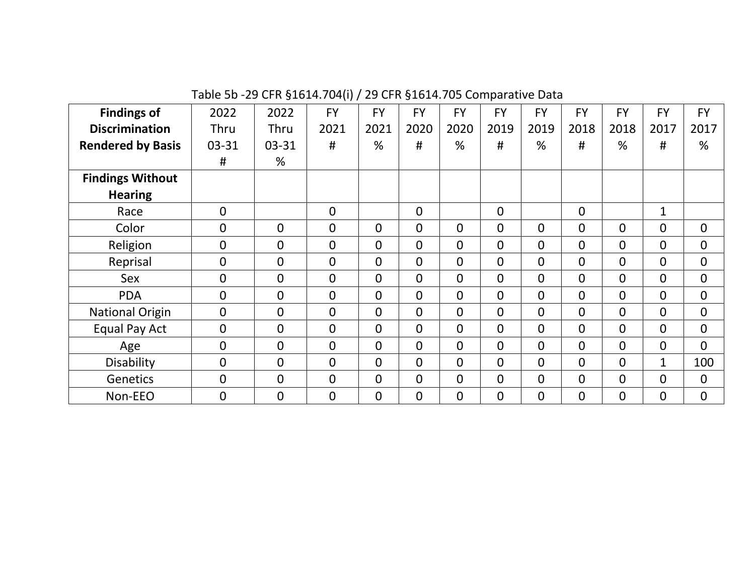Table 5b -29 CFR §1614.704(i) / 29 CFR §1614.705 Comparative Data

| Findings of Discrimination Rendered by Basis | 2022 Thru 03-31 # | 2022 Thru 03-31 % | FY 2021 # | FY 2021 % | FY 2020 # | FY 2020 % | FY 2019 # | FY 2019 % | FY 2018 # | FY 2018 % | FY 2017 # | FY 2017 % |
|---|---|---|---|---|---|---|---|---|---|---|---|---|
| **Findings Without Hearing** | | | | | | | | | | | | |
| Race | 0 | | 0 | | 0 | | 0 | | 0 | | 1 | |
| Color | 0 | 0 | 0 | 0 | 0 | 0 | 0 | 0 | 0 | 0 | 0 | 0 |
| Religion | 0 | 0 | 0 | 0 | 0 | 0 | 0 | 0 | 0 | 0 | 0 | 0 |
| Reprisal | 0 | 0 | 0 | 0 | 0 | 0 | 0 | 0 | 0 | 0 | 0 | 0 |
| Sex | 0 | 0 | 0 | 0 | 0 | 0 | 0 | 0 | 0 | 0 | 0 | 0 |
| PDA | 0 | 0 | 0 | 0 | 0 | 0 | 0 | 0 | 0 | 0 | 0 | 0 |
| National Origin | 0 | 0 | 0 | 0 | 0 | 0 | 0 | 0 | 0 | 0 | 0 | 0 |
| Equal Pay Act | 0 | 0 | 0 | 0 | 0 | 0 | 0 | 0 | 0 | 0 | 0 | 0 |
| Age | 0 | 0 | 0 | 0 | 0 | 0 | 0 | 0 | 0 | 0 | 0 | 0 |
| Disability | 0 | 0 | 0 | 0 | 0 | 0 | 0 | 0 | 0 | 0 | 1 | 100 |
| Genetics | 0 | 0 | 0 | 0 | 0 | 0 | 0 | 0 | 0 | 0 | 0 | 0 |
| Non-EEO | 0 | 0 | 0 | 0 | 0 | 0 | 0 | 0 | 0 | 0 | 0 | 0 |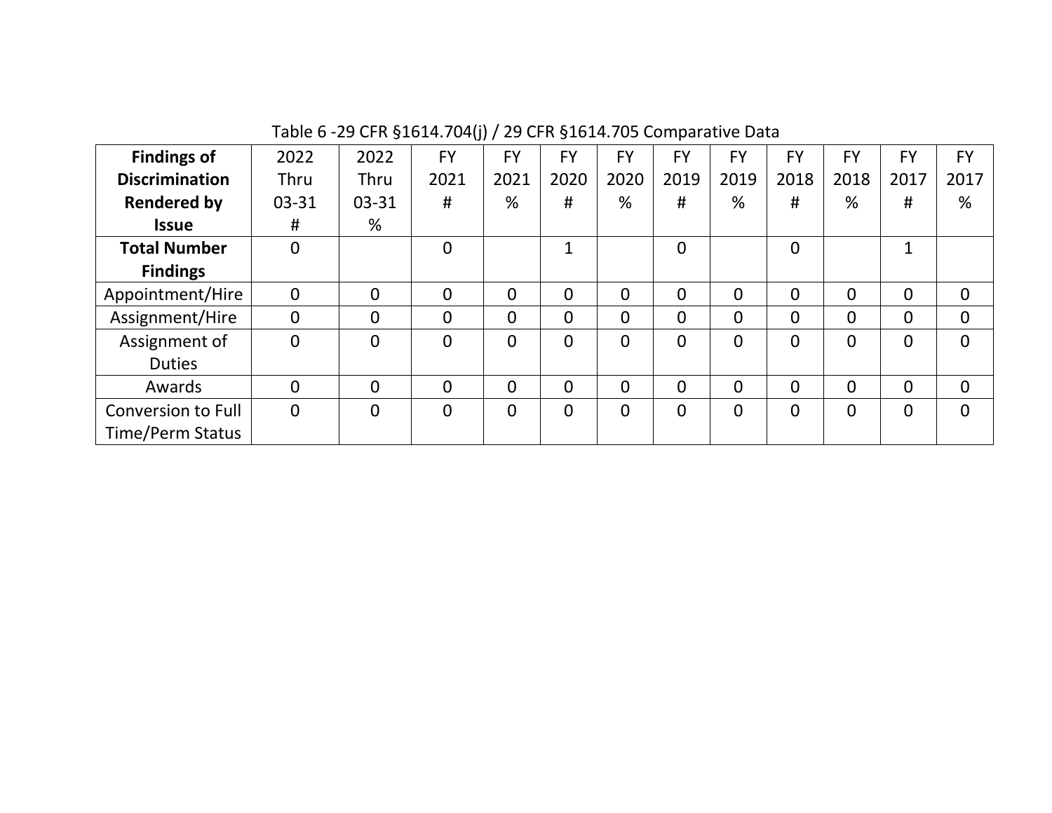Table 6 -29 CFR §1614.704(j) / 29 CFR §1614.705 Comparative Data

| **Findings of Discrimination Rendered by Issue** | 2022 Thru 03-31 # | 2022 Thru 03-31 % | FY 2021 # | FY 2021 % | FY 2020 # | FY 2020 % | FY 2019 # | FY 2019 % | FY 2018 # | FY 2018 % | FY 2017 # | FY 2017 % |
|---|---|---|---|---|---|---|---|---|---|---|---|---|
| **Total Number Findings** | 0 | | 0 | | 1 | | 0 | | 0 | | 1 | |
| Appointment/Hire | 0 | 0 | 0 | 0 | 0 | 0 | 0 | 0 | 0 | 0 | 0 | 0 |
| Assignment/Hire | 0 | 0 | 0 | 0 | 0 | 0 | 0 | 0 | 0 | 0 | 0 | 0 |
| Assignment of Duties | 0 | 0 | 0 | 0 | 0 | 0 | 0 | 0 | 0 | 0 | 0 | 0 |
| Awards | 0 | 0 | 0 | 0 | 0 | 0 | 0 | 0 | 0 | 0 | 0 | 0 |
| Conversion to Full Time/Perm Status | 0 | 0 | 0 | 0 | 0 | 0 | 0 | 0 | 0 | 0 | 0 | 0 |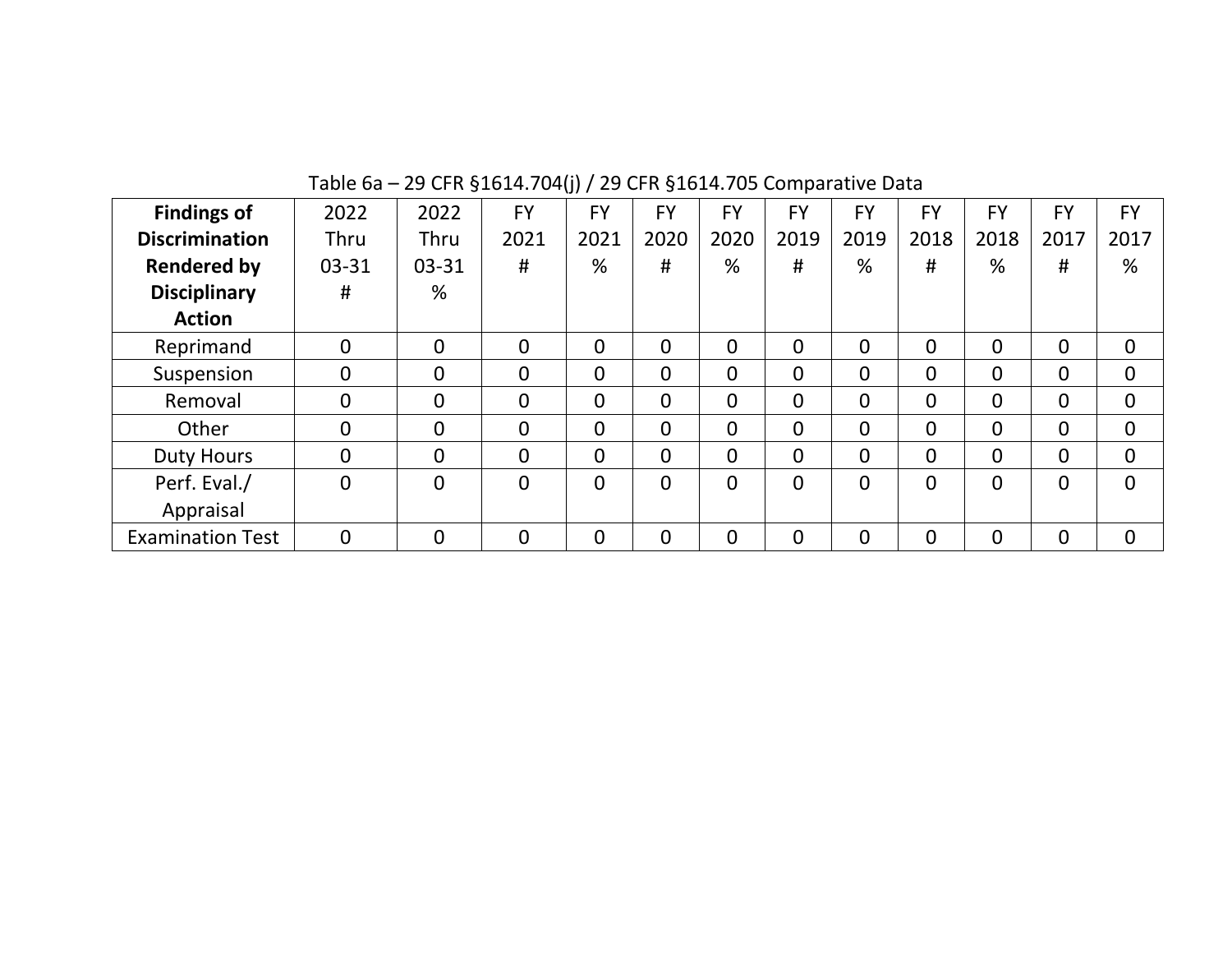Table 6a – 29 CFR §1614.704(j) / 29 CFR §1614.705 Comparative Data

| **Findings of Discrimination Rendered by Disciplinary Action** | 2022 Thru 03-31 # | 2022 Thru 03-31 % | FY 2021 # | FY 2021 % | FY 2020 # | FY 2020 % | FY 2019 # | FY 2019 % | FY 2018 # | FY 2018 % | FY 2017 # | FY 2017 % |
|---|---|---|---|---|---|---|---|---|---|---|---|---|
| Reprimand | 0 | 0 | 0 | 0 | 0 | 0 | 0 | 0 | 0 | 0 | 0 | 0 |
| Suspension | 0 | 0 | 0 | 0 | 0 | 0 | 0 | 0 | 0 | 0 | 0 | 0 |
| Removal | 0 | 0 | 0 | 0 | 0 | 0 | 0 | 0 | 0 | 0 | 0 | 0 |
| Other | 0 | 0 | 0 | 0 | 0 | 0 | 0 | 0 | 0 | 0 | 0 | 0 |
| Duty Hours | 0 | 0 | 0 | 0 | 0 | 0 | 0 | 0 | 0 | 0 | 0 | 0 |
| Perf. Eval./ Appraisal | 0 | 0 | 0 | 0 | 0 | 0 | 0 | 0 | 0 | 0 | 0 | 0 |
| Examination Test | 0 | 0 | 0 | 0 | 0 | 0 | 0 | 0 | 0 | 0 | 0 | 0 |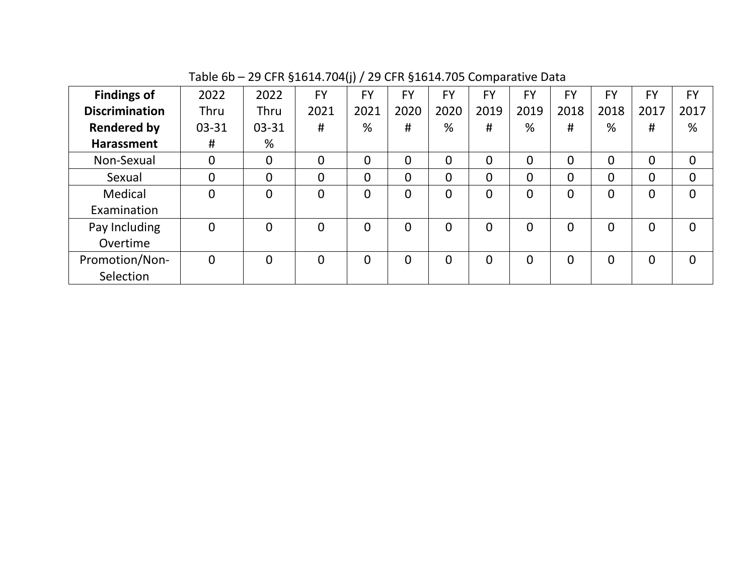Table 6b – 29 CFR §1614.704(j) / 29 CFR §1614.705 Comparative Data

| **Findings of Discrimination Rendered by Harassment** | 2022 Thru 03-31 # | 2022 Thru 03-31 % | FY 2021 # | FY 2021 % | FY 2020 # | FY 2020 % | FY 2019 # | FY 2019 % | FY 2018 # | FY 2018 % | FY 2017 # | FY 2017 % |
|---|---|---|---|---|---|---|---|---|---|---|---|---|
| Non-Sexual | 0 | 0 | 0 | 0 | 0 | 0 | 0 | 0 | 0 | 0 | 0 | 0 |
| Sexual | 0 | 0 | 0 | 0 | 0 | 0 | 0 | 0 | 0 | 0 | 0 | 0 |
| Medical Examination | 0 | 0 | 0 | 0 | 0 | 0 | 0 | 0 | 0 | 0 | 0 | 0 |
| Pay Including Overtime | 0 | 0 | 0 | 0 | 0 | 0 | 0 | 0 | 0 | 0 | 0 | 0 |
| Promotion/Non-Selection | 0 | 0 | 0 | 0 | 0 | 0 | 0 | 0 | 0 | 0 | 0 | 0 |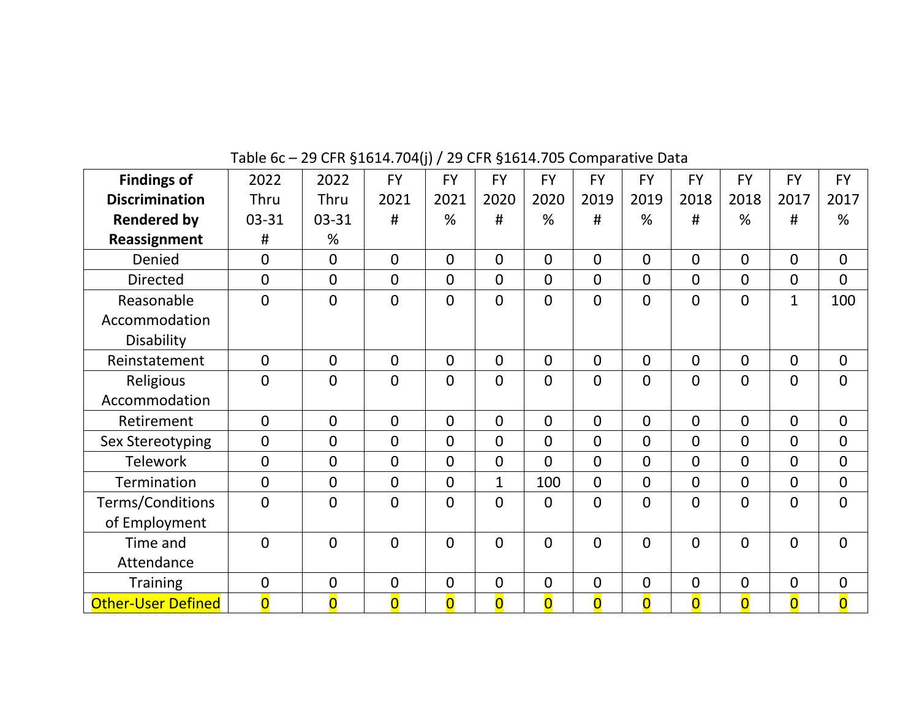Table 6c – 29 CFR §1614.704(j) / 29 CFR §1614.705 Comparative Data

| **Findings of Discrimination Rendered by Reassignment** | 2022 Thru 03-31 # | 2022 Thru 03-31 % | FY 2021 # | FY 2021 % | FY 2020 # | FY 2020 % | FY 2019 # | FY 2019 % | FY 2018 # | FY 2018 % | FY 2017 # | FY 2017 % |
|---|---|---|---|---|---|---|---|---|---|---|---|---|
| Denied | 0 | 0 | 0 | 0 | 0 | 0 | 0 | 0 | 0 | 0 | 0 | 0 |
| Directed | 0 | 0 | 0 | 0 | 0 | 0 | 0 | 0 | 0 | 0 | 0 | 0 |
| Reasonable Accommodation Disability | 0 | 0 | 0 | 0 | 0 | 0 | 0 | 0 | 0 | 0 | 1 | 100 |
| Reinstatement | 0 | 0 | 0 | 0 | 0 | 0 | 0 | 0 | 0 | 0 | 0 | 0 |
| Religious Accommodation | 0 | 0 | 0 | 0 | 0 | 0 | 0 | 0 | 0 | 0 | 0 | 0 |
| Retirement | 0 | 0 | 0 | 0 | 0 | 0 | 0 | 0 | 0 | 0 | 0 | 0 |
| Sex Stereotyping | 0 | 0 | 0 | 0 | 0 | 0 | 0 | 0 | 0 | 0 | 0 | 0 |
| Telework | 0 | 0 | 0 | 0 | 0 | 0 | 0 | 0 | 0 | 0 | 0 | 0 |
| Termination | 0 | 0 | 0 | 0 | 1 | 100 | 0 | 0 | 0 | 0 | 0 | 0 |
| Terms/Conditions of Employment | 0 | 0 | 0 | 0 | 0 | 0 | 0 | 0 | 0 | 0 | 0 | 0 |
| Time and Attendance | 0 | 0 | 0 | 0 | 0 | 0 | 0 | 0 | 0 | 0 | 0 | 0 |
| Training | 0 | 0 | 0 | 0 | 0 | 0 | 0 | 0 | 0 | 0 | 0 | 0 |
| Other-User Defined | 0 | 0 | 0 | 0 | 0 | 0 | 0 | 0 | 0 | 0 | 0 | 0 |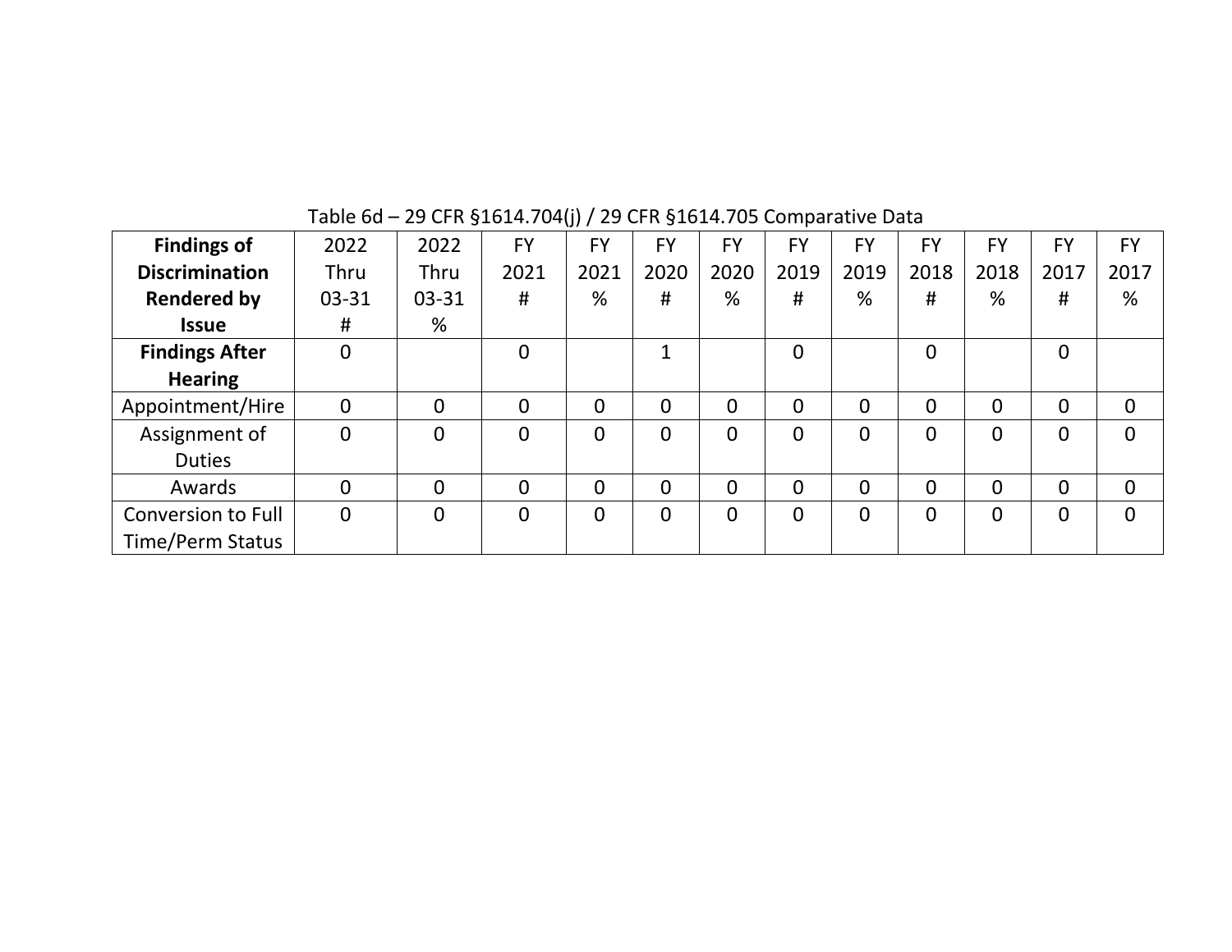Table 6d – 29 CFR §1614.704(j) / 29 CFR §1614.705 Comparative Data

| **Findings of Discrimination Rendered by Issue** | 2022 Thru 03-31 # | 2022 Thru 03-31 % | FY 2021 # | FY 2021 % | FY 2020 # | FY 2020 % | FY 2019 # | FY 2019 % | FY 2018 # | FY 2018 % | FY 2017 # | FY 2017 % |
|---|---|---|---|---|---|---|---|---|---|---|---|---|
| **Findings After Hearing** | 0 | | 0 | | 1 | | 0 | | 0 | | 0 | |
| Appointment/Hire | 0 | 0 | 0 | 0 | 0 | 0 | 0 | 0 | 0 | 0 | 0 | 0 |
| Assignment of Duties | 0 | 0 | 0 | 0 | 0 | 0 | 0 | 0 | 0 | 0 | 0 | 0 |
| Awards | 0 | 0 | 0 | 0 | 0 | 0 | 0 | 0 | 0 | 0 | 0 | 0 |
| Conversion to Full Time/Perm Status | 0 | 0 | 0 | 0 | 0 | 0 | 0 | 0 | 0 | 0 | 0 | 0 |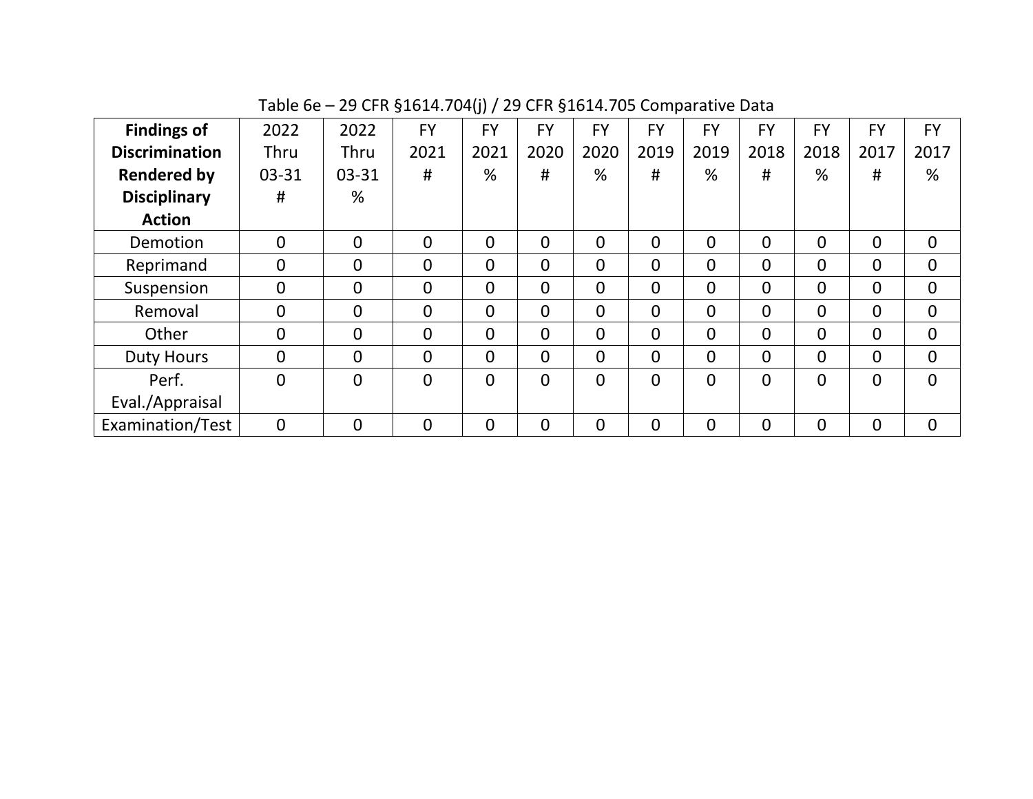Table 6e – 29 CFR §1614.704(j) / 29 CFR §1614.705 Comparative Data

| **Findings of Discrimination Rendered by Disciplinary Action** | 2022 Thru 03-31 # | 2022 Thru 03-31 % | FY 2021 # | FY 2021 % | FY 2020 # | FY 2020 % | FY 2019 # | FY 2019 % | FY 2018 # | FY 2018 % | FY 2017 # | FY 2017 % |
|---|---|---|---|---|---|---|---|---|---|---|---|---|
| Demotion | 0 | 0 | 0 | 0 | 0 | 0 | 0 | 0 | 0 | 0 | 0 | 0 |
| Reprimand | 0 | 0 | 0 | 0 | 0 | 0 | 0 | 0 | 0 | 0 | 0 | 0 |
| Suspension | 0 | 0 | 0 | 0 | 0 | 0 | 0 | 0 | 0 | 0 | 0 | 0 |
| Removal | 0 | 0 | 0 | 0 | 0 | 0 | 0 | 0 | 0 | 0 | 0 | 0 |
| Other | 0 | 0 | 0 | 0 | 0 | 0 | 0 | 0 | 0 | 0 | 0 | 0 |
| Duty Hours | 0 | 0 | 0 | 0 | 0 | 0 | 0 | 0 | 0 | 0 | 0 | 0 |
| Perf. Eval./Appraisal | 0 | 0 | 0 | 0 | 0 | 0 | 0 | 0 | 0 | 0 | 0 | 0 |
| Examination/Test | 0 | 0 | 0 | 0 | 0 | 0 | 0 | 0 | 0 | 0 | 0 | 0 |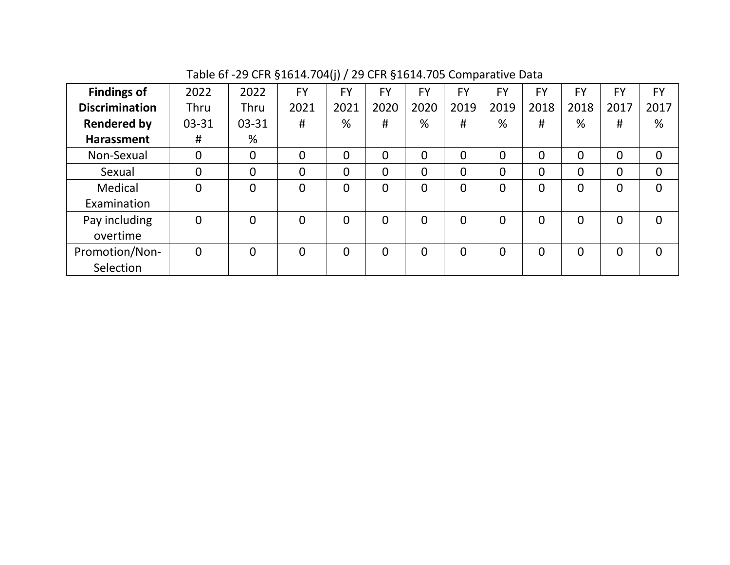Table 6f -29 CFR §1614.704(j) / 29 CFR §1614.705 Comparative Data

| **Findings of Discrimination Rendered by Harassment** | 2022 Thru 03-31 # | 2022 Thru 03-31 % | FY 2021 # | FY 2021 % | FY 2020 # | FY 2020 % | FY 2019 # | FY 2019 % | FY 2018 # | FY 2018 % | FY 2017 # | FY 2017 % |
|---|---|---|---|---|---|---|---|---|---|---|---|---|
| Non-Sexual | 0 | 0 | 0 | 0 | 0 | 0 | 0 | 0 | 0 | 0 | 0 | 0 |
| Sexual | 0 | 0 | 0 | 0 | 0 | 0 | 0 | 0 | 0 | 0 | 0 | 0 |
| Medical Examination | 0 | 0 | 0 | 0 | 0 | 0 | 0 | 0 | 0 | 0 | 0 | 0 |
| Pay including overtime | 0 | 0 | 0 | 0 | 0 | 0 | 0 | 0 | 0 | 0 | 0 | 0 |
| Promotion/Non-Selection | 0 | 0 | 0 | 0 | 0 | 0 | 0 | 0 | 0 | 0 | 0 | 0 |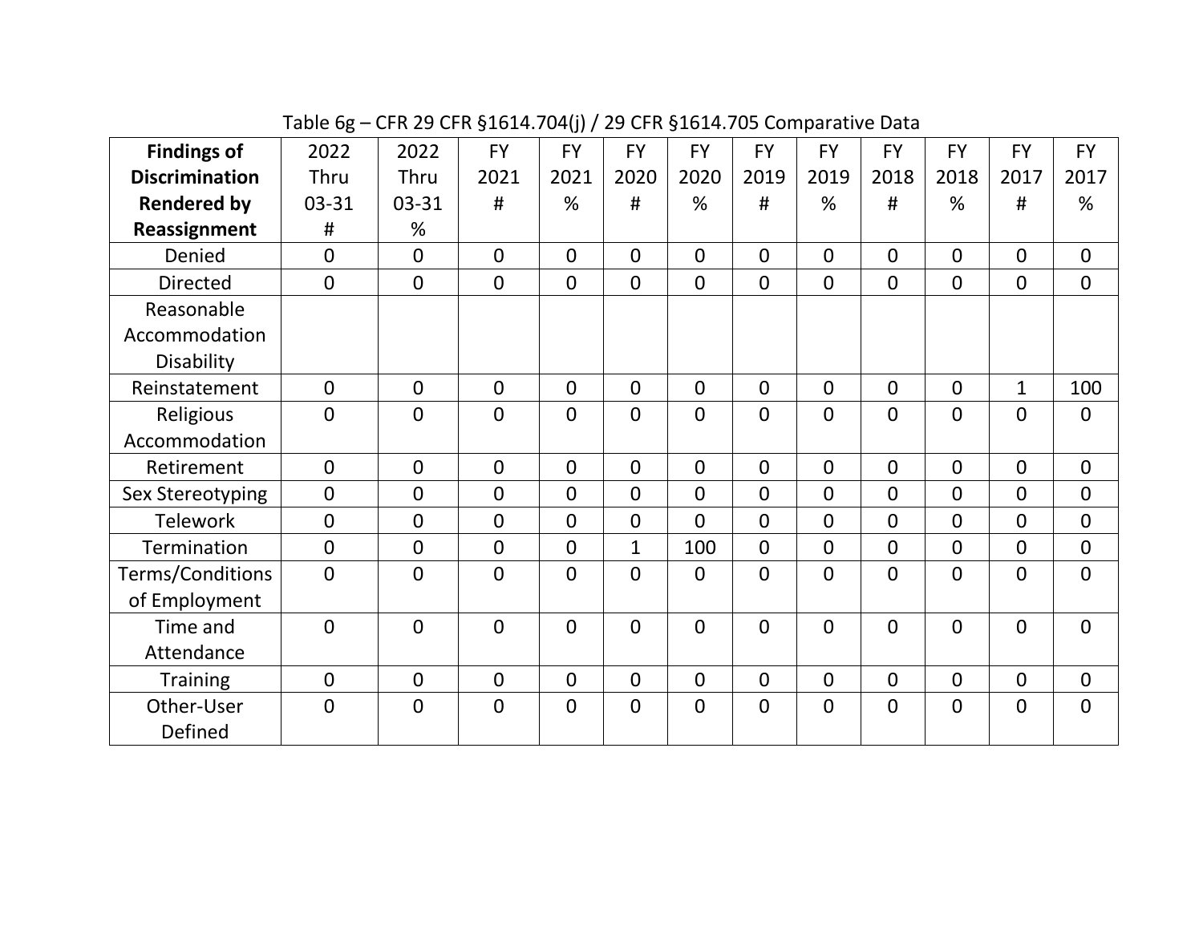Table 6g – CFR 29 CFR §1614.704(j) / 29 CFR §1614.705 Comparative Data

| **Findings of Discrimination Rendered by Reassignment** | 2022 Thru 03-31 # | 2022 Thru 03-31 % | FY 2021 # | FY 2021 % | FY 2020 # | FY 2020 % | FY 2019 # | FY 2019 % | FY 2018 # | FY 2018 % | FY 2017 # | FY 2017 % |
|---|---|---|---|---|---|---|---|---|---|---|---|---|
| Denied | 0 | 0 | 0 | 0 | 0 | 0 | 0 | 0 | 0 | 0 | 0 | 0 |
| Directed | 0 | 0 | 0 | 0 | 0 | 0 | 0 | 0 | 0 | 0 | 0 | 0 |
| Reasonable Accommodation Disability | | | | | | | | | | | | |
| Reinstatement | 0 | 0 | 0 | 0 | 0 | 0 | 0 | 0 | 0 | 0 | 1 | 100 |
| Religious Accommodation | 0 | 0 | 0 | 0 | 0 | 0 | 0 | 0 | 0 | 0 | 0 | 0 |
| Retirement | 0 | 0 | 0 | 0 | 0 | 0 | 0 | 0 | 0 | 0 | 0 | 0 |
| Sex Stereotyping | 0 | 0 | 0 | 0 | 0 | 0 | 0 | 0 | 0 | 0 | 0 | 0 |
| Telework | 0 | 0 | 0 | 0 | 0 | 0 | 0 | 0 | 0 | 0 | 0 | 0 |
| Termination | 0 | 0 | 0 | 0 | 1 | 100 | 0 | 0 | 0 | 0 | 0 | 0 |
| Terms/Conditions of Employment | 0 | 0 | 0 | 0 | 0 | 0 | 0 | 0 | 0 | 0 | 0 | 0 |
| Time and Attendance | 0 | 0 | 0 | 0 | 0 | 0 | 0 | 0 | 0 | 0 | 0 | 0 |
| Training | 0 | 0 | 0 | 0 | 0 | 0 | 0 | 0 | 0 | 0 | 0 | 0 |
| Other-User Defined | 0 | 0 | 0 | 0 | 0 | 0 | 0 | 0 | 0 | 0 | 0 | 0 |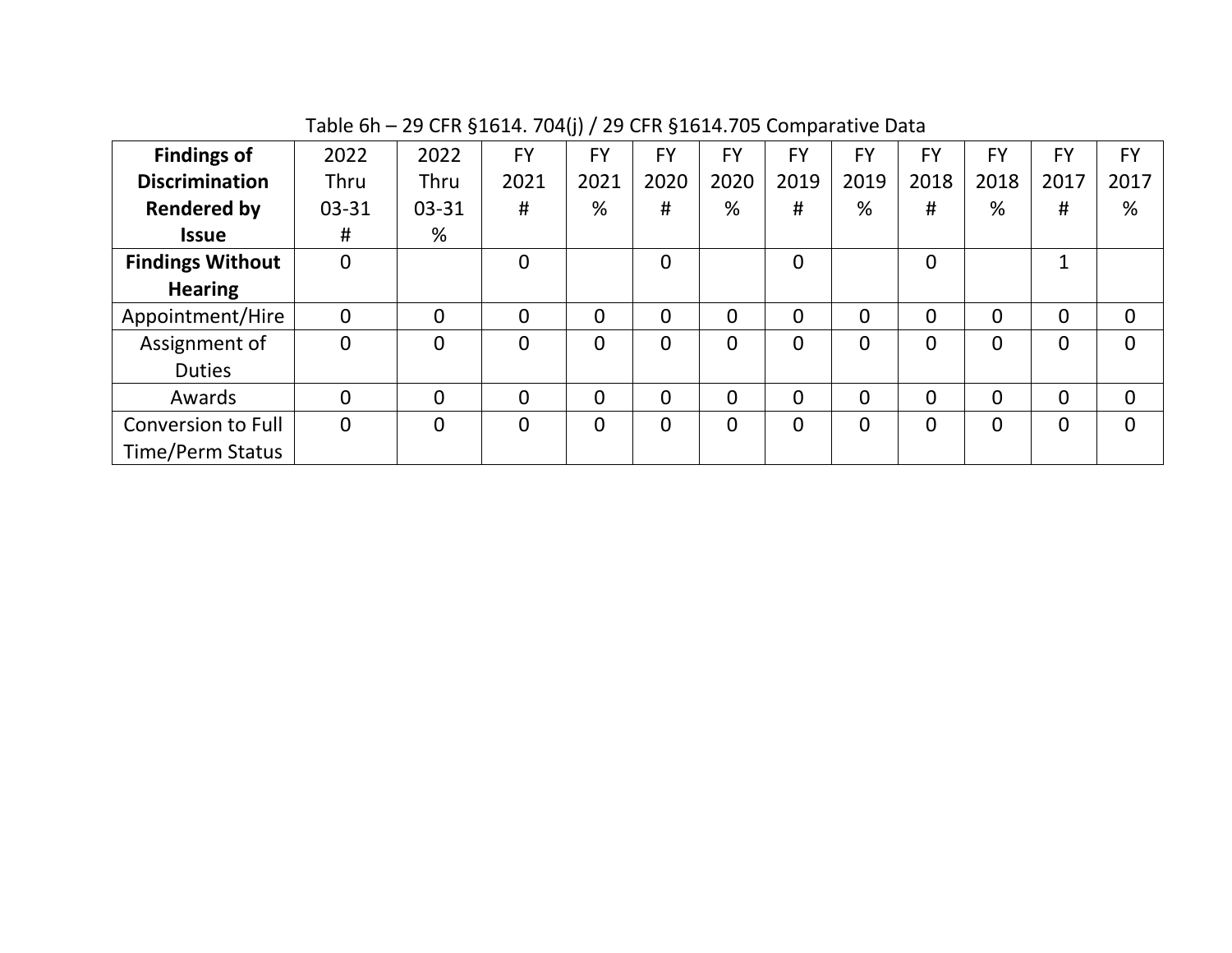Table 6h – 29 CFR §1614. 704(j) / 29 CFR §1614.705 Comparative Data

| **Findings of Discrimination Rendered by Issue** | 2022 Thru 03-31 # | 2022 Thru 03-31 % | FY 2021 # | FY 2021 % | FY 2020 # | FY 2020 % | FY 2019 # | FY 2019 % | FY 2018 # | FY 2018 % | FY 2017 # | FY 2017 % |
|---|---|---|---|---|---|---|---|---|---|---|---|---|
| **Findings Without Hearing** | 0 | | 0 | | 0 | | 0 | | 0 | | 1 | |
| Appointment/Hire | 0 | 0 | 0 | 0 | 0 | 0 | 0 | 0 | 0 | 0 | 0 | 0 |
| Assignment of Duties | 0 | 0 | 0 | 0 | 0 | 0 | 0 | 0 | 0 | 0 | 0 | 0 |
| Awards | 0 | 0 | 0 | 0 | 0 | 0 | 0 | 0 | 0 | 0 | 0 | 0 |
| Conversion to Full Time/Perm Status | 0 | 0 | 0 | 0 | 0 | 0 | 0 | 0 | 0 | 0 | 0 | 0 |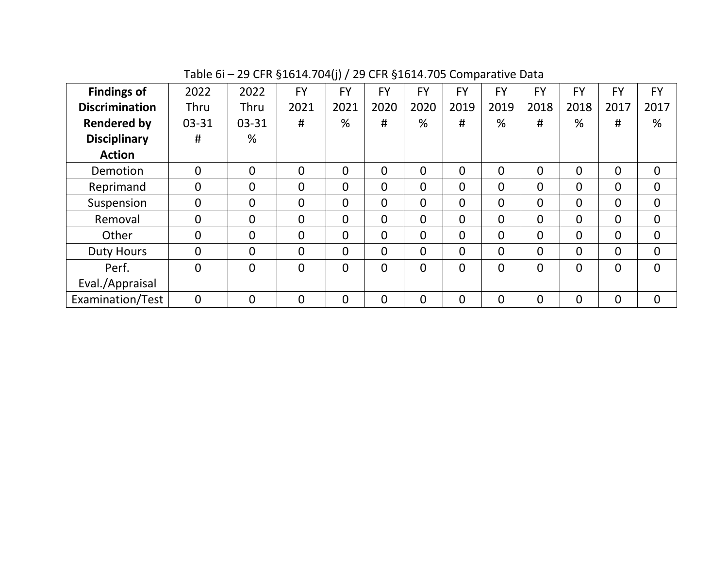Table 6i – 29 CFR §1614.704(j) / 29 CFR §1614.705 Comparative Data

| **Findings of Discrimination Rendered by Disciplinary Action** | 2022 Thru 03-31 # | 2022 Thru 03-31 % | FY 2021 # | FY 2021 % | FY 2020 # | FY 2020 % | FY 2019 # | FY 2019 % | FY 2018 # | FY 2018 % | FY 2017 # | FY 2017 % |
|---|---|---|---|---|---|---|---|---|---|---|---|---|
| Demotion | 0 | 0 | 0 | 0 | 0 | 0 | 0 | 0 | 0 | 0 | 0 | 0 |
| Reprimand | 0 | 0 | 0 | 0 | 0 | 0 | 0 | 0 | 0 | 0 | 0 | 0 |
| Suspension | 0 | 0 | 0 | 0 | 0 | 0 | 0 | 0 | 0 | 0 | 0 | 0 |
| Removal | 0 | 0 | 0 | 0 | 0 | 0 | 0 | 0 | 0 | 0 | 0 | 0 |
| Other | 0 | 0 | 0 | 0 | 0 | 0 | 0 | 0 | 0 | 0 | 0 | 0 |
| Duty Hours | 0 | 0 | 0 | 0 | 0 | 0 | 0 | 0 | 0 | 0 | 0 | 0 |
| Perf. Eval./Appraisal | 0 | 0 | 0 | 0 | 0 | 0 | 0 | 0 | 0 | 0 | 0 | 0 |
| Examination/Test | 0 | 0 | 0 | 0 | 0 | 0 | 0 | 0 | 0 | 0 | 0 | 0 |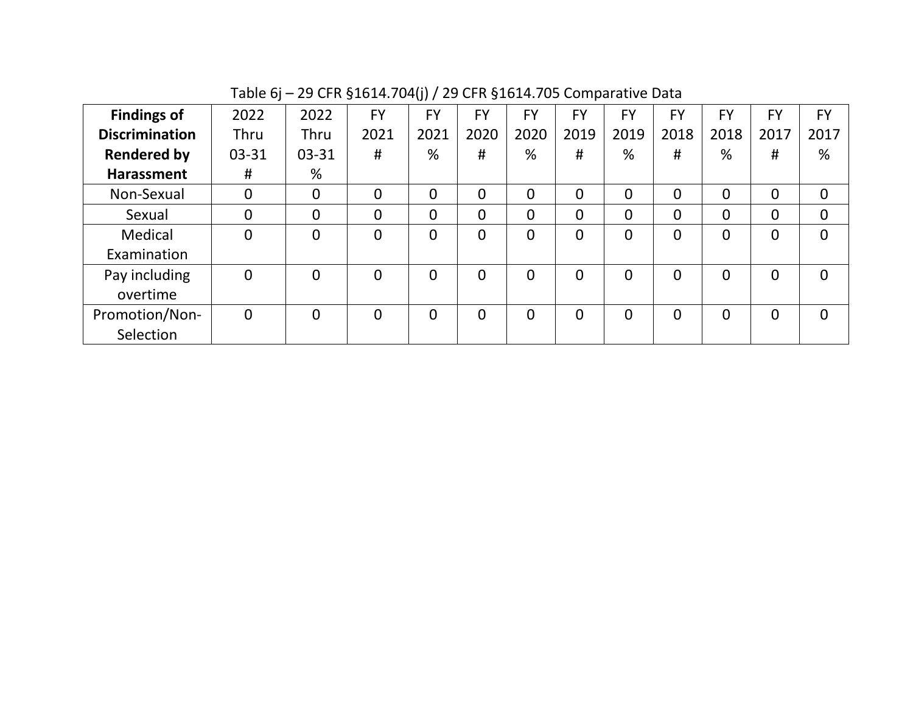Table 6j – 29 CFR §1614.704(j) / 29 CFR §1614.705 Comparative Data

| Findings of Discrimination Rendered by Harassment | 2022 Thru 03-31 # | 2022 Thru 03-31 % | FY 2021 # | FY 2021 % | FY 2020 # | FY 2020 % | FY 2019 # | FY 2019 % | FY 2018 # | FY 2018 % | FY 2017 # | FY 2017 % |
|---|---|---|---|---|---|---|---|---|---|---|---|---|
| Non-Sexual | 0 | 0 | 0 | 0 | 0 | 0 | 0 | 0 | 0 | 0 | 0 | 0 |
| Sexual | 0 | 0 | 0 | 0 | 0 | 0 | 0 | 0 | 0 | 0 | 0 | 0 |
| Medical Examination | 0 | 0 | 0 | 0 | 0 | 0 | 0 | 0 | 0 | 0 | 0 | 0 |
| Pay including overtime | 0 | 0 | 0 | 0 | 0 | 0 | 0 | 0 | 0 | 0 | 0 | 0 |
| Promotion/Non-Selection | 0 | 0 | 0 | 0 | 0 | 0 | 0 | 0 | 0 | 0 | 0 | 0 |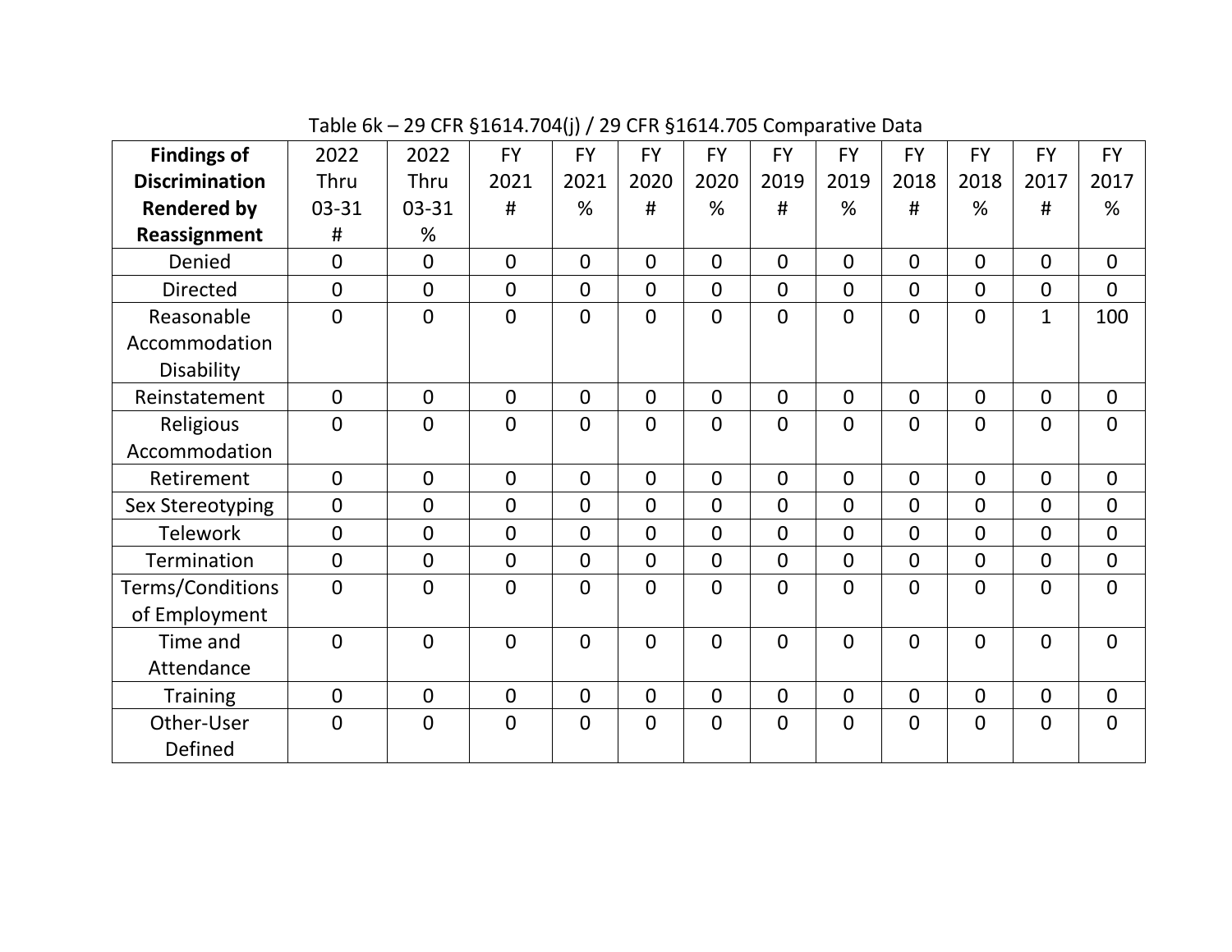Table 6k – 29 CFR §1614.704(j) / 29 CFR §1614.705 Comparative Data

| **Findings of Discrimination Rendered by Reassignment** | 2022 Thru 03-31 # | 2022 Thru 03-31 % | FY 2021 # | FY 2021 % | FY 2020 # | FY 2020 % | FY 2019 # | FY 2019 % | FY 2018 # | FY 2018 % | FY 2017 # | FY 2017 % |
|---|---|---|---|---|---|---|---|---|---|---|---|---|
| Denied | 0 | 0 | 0 | 0 | 0 | 0 | 0 | 0 | 0 | 0 | 0 | 0 |
| Directed | 0 | 0 | 0 | 0 | 0 | 0 | 0 | 0 | 0 | 0 | 0 | 0 |
| Reasonable Accommodation Disability | 0 | 0 | 0 | 0 | 0 | 0 | 0 | 0 | 0 | 0 | 1 | 100 |
| Reinstatement | 0 | 0 | 0 | 0 | 0 | 0 | 0 | 0 | 0 | 0 | 0 | 0 |
| Religious Accommodation | 0 | 0 | 0 | 0 | 0 | 0 | 0 | 0 | 0 | 0 | 0 | 0 |
| Retirement | 0 | 0 | 0 | 0 | 0 | 0 | 0 | 0 | 0 | 0 | 0 | 0 |
| Sex Stereotyping | 0 | 0 | 0 | 0 | 0 | 0 | 0 | 0 | 0 | 0 | 0 | 0 |
| Telework | 0 | 0 | 0 | 0 | 0 | 0 | 0 | 0 | 0 | 0 | 0 | 0 |
| Termination | 0 | 0 | 0 | 0 | 0 | 0 | 0 | 0 | 0 | 0 | 0 | 0 |
| Terms/Conditions of Employment | 0 | 0 | 0 | 0 | 0 | 0 | 0 | 0 | 0 | 0 | 0 | 0 |
| Time and Attendance | 0 | 0 | 0 | 0 | 0 | 0 | 0 | 0 | 0 | 0 | 0 | 0 |
| Training | 0 | 0 | 0 | 0 | 0 | 0 | 0 | 0 | 0 | 0 | 0 | 0 |
| Other-User Defined | 0 | 0 | 0 | 0 | 0 | 0 | 0 | 0 | 0 | 0 | 0 | 0 |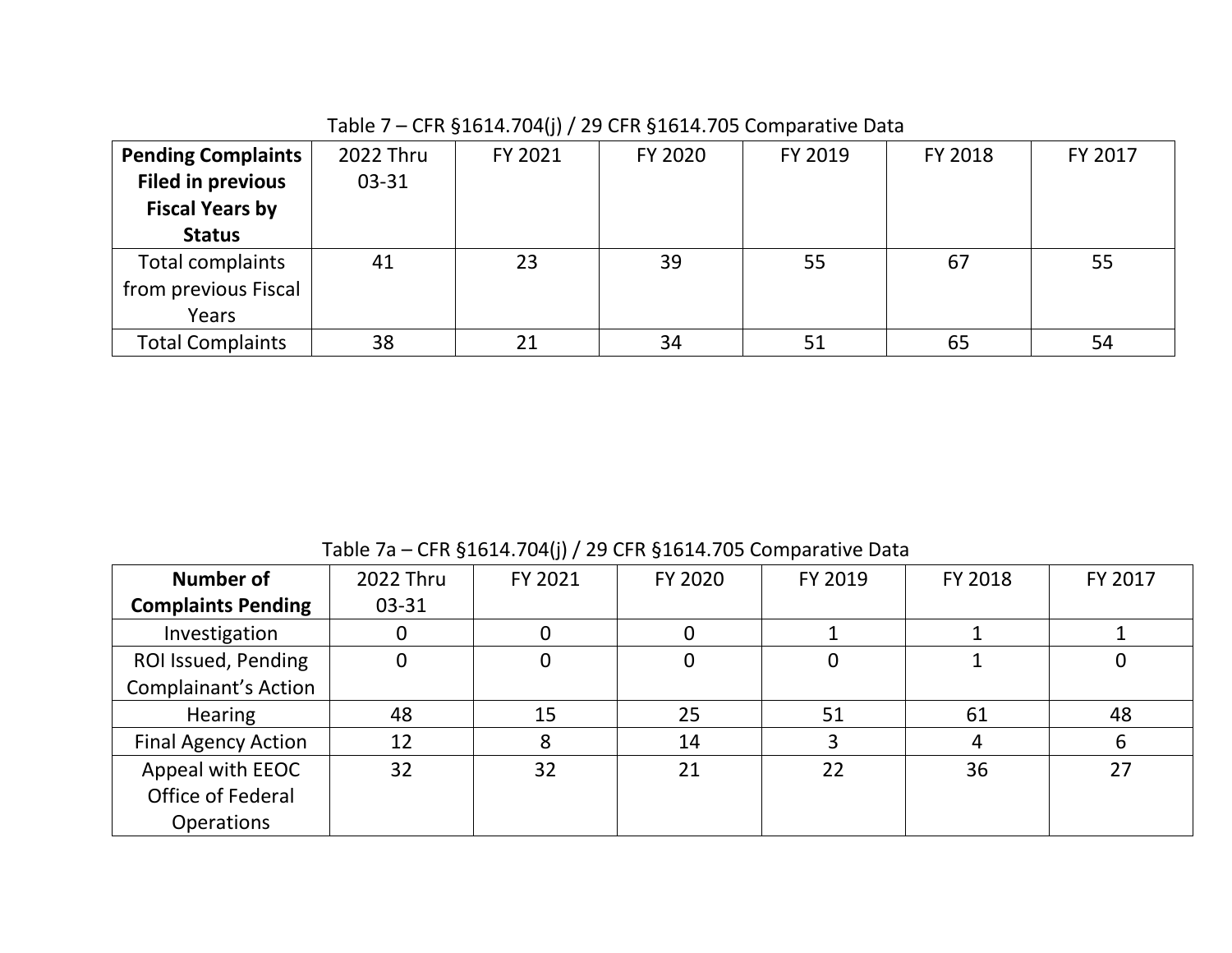Table 7 – CFR §1614.704(j) / 29 CFR §1614.705 Comparative Data

| **Pending Complaints Filed in previous Fiscal Years by Status** | 2022 Thru 03-31 | FY 2021 | FY 2020 | FY 2019 | FY 2018 | FY 2017 |
|---|---|---|---|---|---|---|
| Total complaints from previous Fiscal Years | 41 | 23 | 39 | 55 | 67 | 55 |
| Total Complaints | 38 | 21 | 34 | 51 | 65 | 54 |

Table 7a – CFR §1614.704(j) / 29 CFR §1614.705 Comparative Data

| **Number of Complaints Pending** | 2022 Thru 03-31 | FY 2021 | FY 2020 | FY 2019 | FY 2018 | FY 2017 |
|---|---|---|---|---|---|---|
| Investigation | 0 | 0 | 0 | 1 | 1 | 1 |
| ROI Issued, Pending Complainant's Action | 0 | 0 | 0 | 0 | 1 | 0 |
| Hearing | 48 | 15 | 25 | 51 | 61 | 48 |
| Final Agency Action | 12 | 8 | 14 | 3 | 4 | 6 |
| Appeal with EEOC Office of Federal Operations | 32 | 32 | 21 | 22 | 36 | 27 |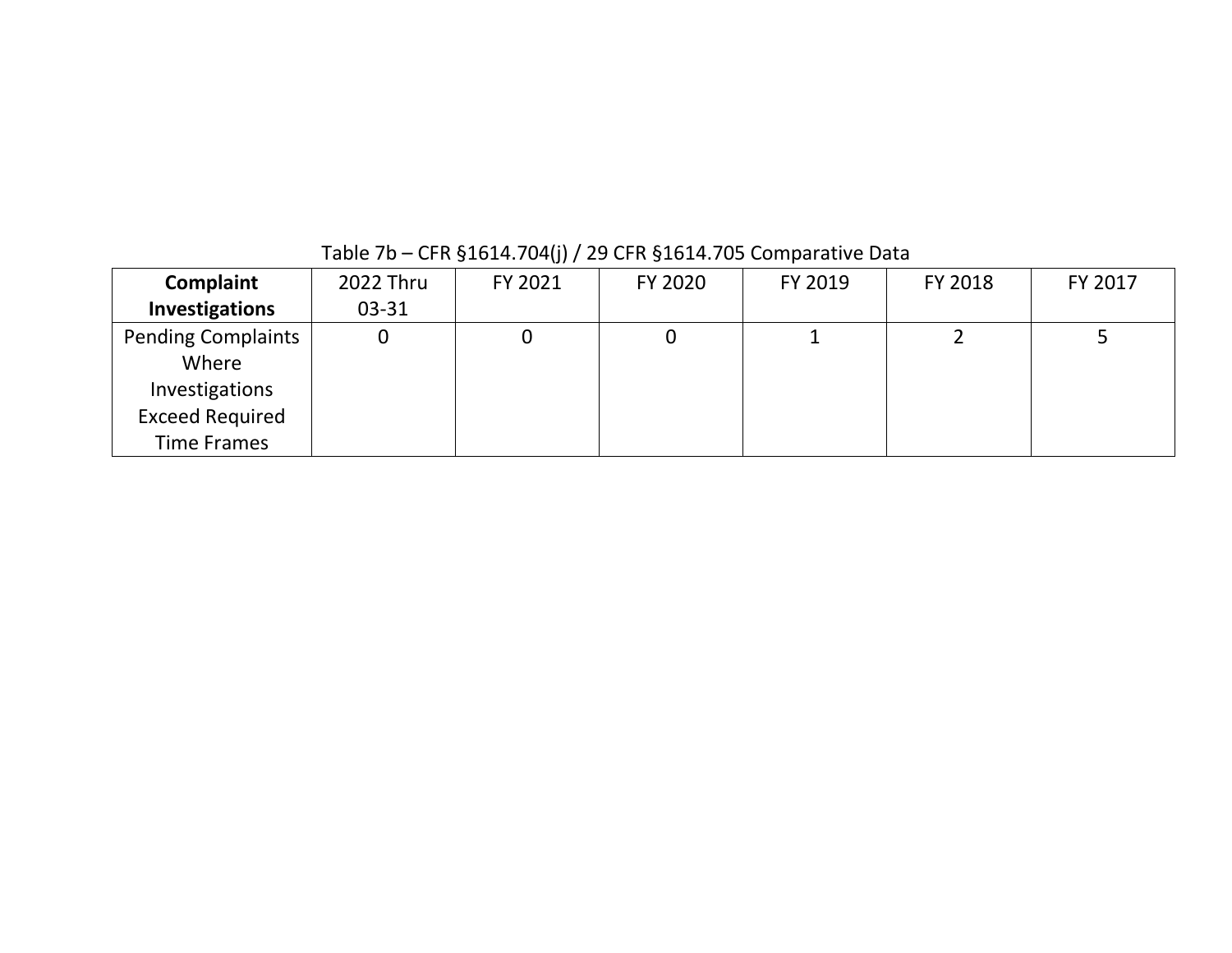Table 7b – CFR §1614.704(j) / 29 CFR §1614.705 Comparative Data

| **Complaint Investigations** | 2022 Thru 03-31 | FY 2021 | FY 2020 | FY 2019 | FY 2018 | FY 2017 |
|---|---|---|---|---|---|---|
| Pending Complaints Where Investigations Exceed Required Time Frames | 0 | 0 | 0 | 1 | 2 | 5 |